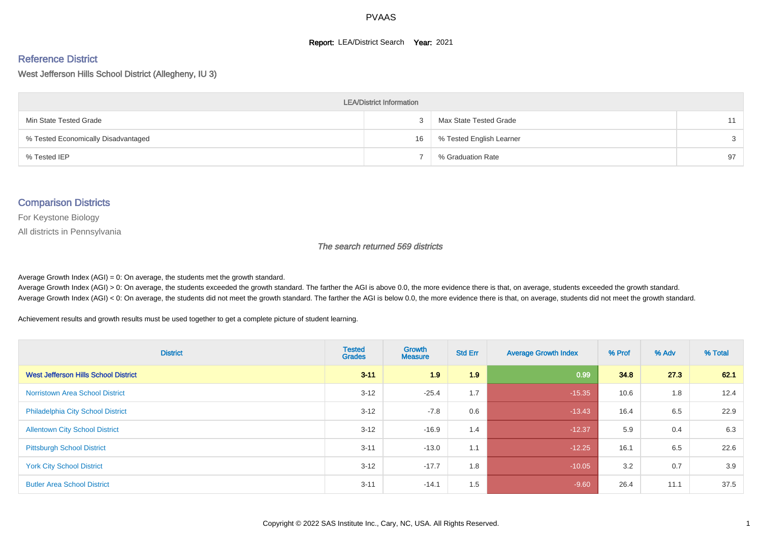# PVAAS

**Report:** LEA/District Search **Year:** 2021

## Reference District

West Jefferson Hills School District (Allegheny, IU 3)

| LEA/District Information | | | |
|---|---|---|---|
| Min State Tested Grade | 3 | Max State Tested Grade | 11 |
| % Tested Economically Disadvantaged | 16 | % Tested English Learner | 3 |
| % Tested IEP | 7 | % Graduation Rate | 97 |

## Comparison Districts

For Keystone Biology

All districts in Pennsylvania

*The search returned 569 districts*

Average Growth Index (AGI) = 0: On average, the students met the growth standard.
Average Growth Index (AGI) > 0: On average, the students exceeded the growth standard. The farther the AGI is above 0.0, the more evidence there is that, on average, students exceeded the growth standard.
Average Growth Index (AGI) < 0: On average, the students did not meet the growth standard. The farther the AGI is below 0.0, the more evidence there is that, on average, students did not meet the growth standard.

Achievement results and growth results must be used together to get a complete picture of student learning.

| District | Tested Grades | Growth Measure | Std Err | Average Growth Index | % Prof | % Adv | % Total |
|---|---|---|---|---|---|---|---|
| **West Jefferson Hills School District** | **3-11** | **1.9** | **1.9** | **0.99** | **34.8** | **27.3** | **62.1** |
| Norristown Area School District | 3-12 | -25.4 | 1.7 | -15.35 | 10.6 | 1.8 | 12.4 |
| Philadelphia City School District | 3-12 | -7.8 | 0.6 | -13.43 | 16.4 | 6.5 | 22.9 |
| Allentown City School District | 3-12 | -16.9 | 1.4 | -12.37 | 5.9 | 0.4 | 6.3 |
| Pittsburgh School District | 3-11 | -13.0 | 1.1 | -12.25 | 16.1 | 6.5 | 22.6 |
| York City School District | 3-12 | -17.7 | 1.8 | -10.05 | 3.2 | 0.7 | 3.9 |
| Butler Area School District | 3-11 | -14.1 | 1.5 | -9.60 | 26.4 | 11.1 | 37.5 |

Copyright © 2022 SAS Institute Inc., Cary, NC, USA. All Rights Reserved.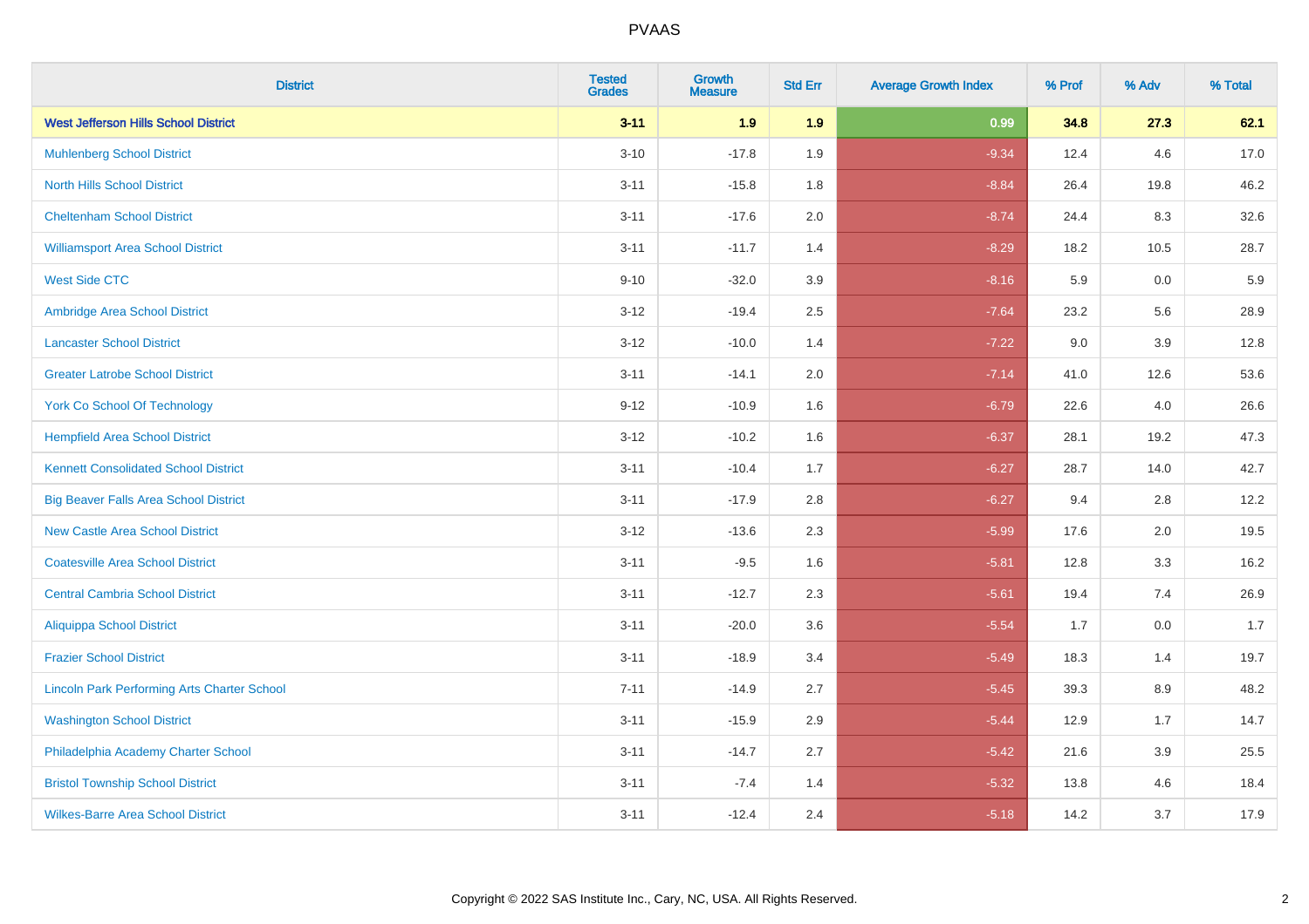PVAAS

| District | Tested Grades | Growth Measure | Std Err | Average Growth Index | % Prof | % Adv | % Total |
|---|---|---|---|---|---|---|---|
| **West Jefferson Hills School District** | **3-11** | **1.9** | **1.9** | **0.99** | **34.8** | **27.3** | **62.1** |
| Muhlenberg School District | 3-10 | -17.8 | 1.9 | -9.34 | 12.4 | 4.6 | 17.0 |
| North Hills School District | 3-11 | -15.8 | 1.8 | -8.84 | 26.4 | 19.8 | 46.2 |
| Cheltenham School District | 3-11 | -17.6 | 2.0 | -8.74 | 24.4 | 8.3 | 32.6 |
| Williamsport Area School District | 3-11 | -11.7 | 1.4 | -8.29 | 18.2 | 10.5 | 28.7 |
| West Side CTC | 9-10 | -32.0 | 3.9 | -8.16 | 5.9 | 0.0 | 5.9 |
| Ambridge Area School District | 3-12 | -19.4 | 2.5 | -7.64 | 23.2 | 5.6 | 28.9 |
| Lancaster School District | 3-12 | -10.0 | 1.4 | -7.22 | 9.0 | 3.9 | 12.8 |
| Greater Latrobe School District | 3-11 | -14.1 | 2.0 | -7.14 | 41.0 | 12.6 | 53.6 |
| York Co School Of Technology | 9-12 | -10.9 | 1.6 | -6.79 | 22.6 | 4.0 | 26.6 |
| Hempfield Area School District | 3-12 | -10.2 | 1.6 | -6.37 | 28.1 | 19.2 | 47.3 |
| Kennett Consolidated School District | 3-11 | -10.4 | 1.7 | -6.27 | 28.7 | 14.0 | 42.7 |
| Big Beaver Falls Area School District | 3-11 | -17.9 | 2.8 | -6.27 | 9.4 | 2.8 | 12.2 |
| New Castle Area School District | 3-12 | -13.6 | 2.3 | -5.99 | 17.6 | 2.0 | 19.5 |
| Coatesville Area School District | 3-11 | -9.5 | 1.6 | -5.81 | 12.8 | 3.3 | 16.2 |
| Central Cambria School District | 3-11 | -12.7 | 2.3 | -5.61 | 19.4 | 7.4 | 26.9 |
| Aliquippa School District | 3-11 | -20.0 | 3.6 | -5.54 | 1.7 | 0.0 | 1.7 |
| Frazier School District | 3-11 | -18.9 | 3.4 | -5.49 | 18.3 | 1.4 | 19.7 |
| Lincoln Park Performing Arts Charter School | 7-11 | -14.9 | 2.7 | -5.45 | 39.3 | 8.9 | 48.2 |
| Washington School District | 3-11 | -15.9 | 2.9 | -5.44 | 12.9 | 1.7 | 14.7 |
| Philadelphia Academy Charter School | 3-11 | -14.7 | 2.7 | -5.42 | 21.6 | 3.9 | 25.5 |
| Bristol Township School District | 3-11 | -7.4 | 1.4 | -5.32 | 13.8 | 4.6 | 18.4 |
| Wilkes-Barre Area School District | 3-11 | -12.4 | 2.4 | -5.18 | 14.2 | 3.7 | 17.9 |

Copyright © 2022 SAS Institute Inc., Cary, NC, USA. All Rights Reserved.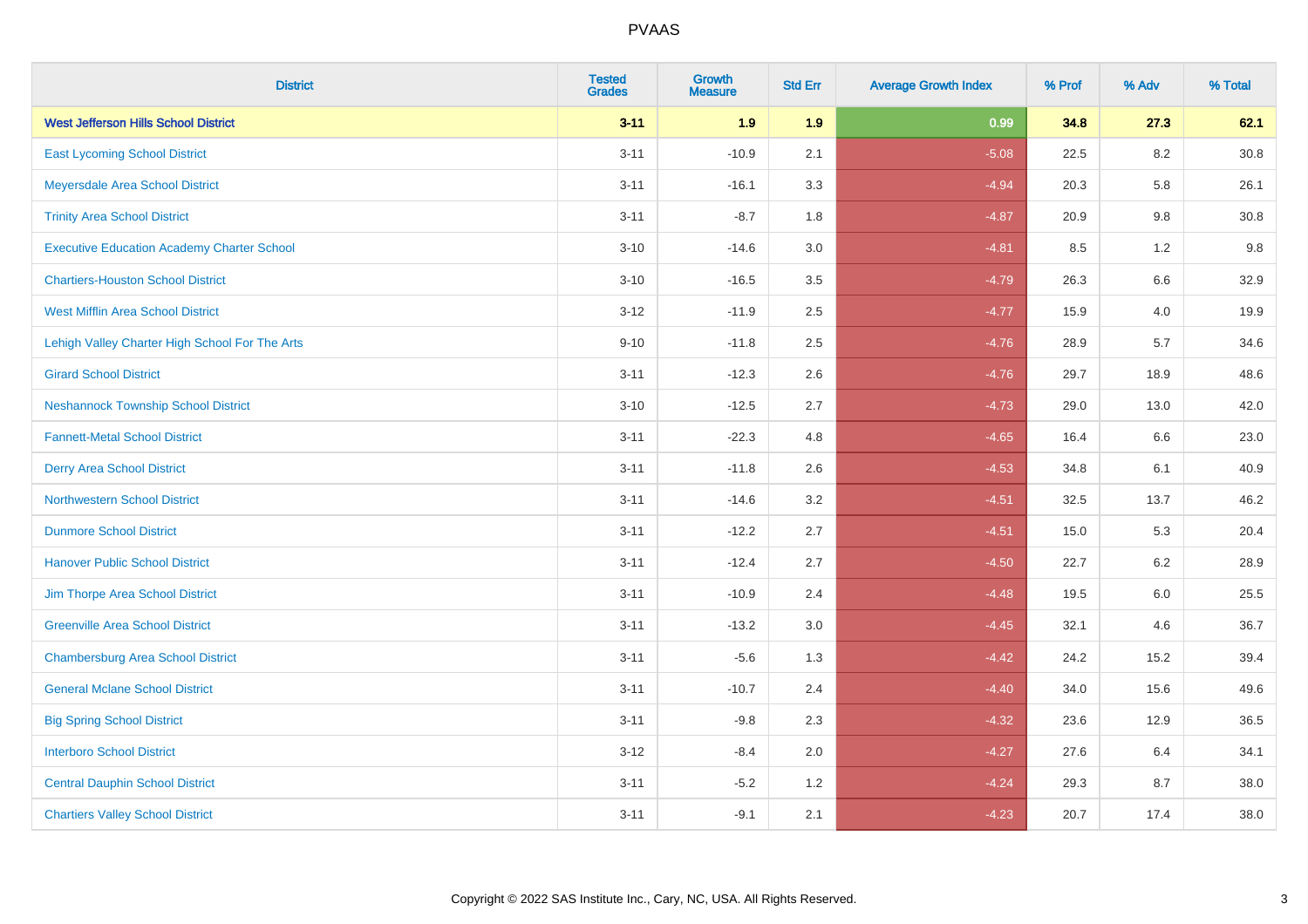# PVAAS

| District | Tested Grades | Growth Measure | Std Err | Average Growth Index | % Prof | % Adv | % Total |
|---|---|---|---|---|---|---|---|
| **West Jefferson Hills School District** | **3-11** | **1.9** | **1.9** | **0.99** | **34.8** | **27.3** | **62.1** |
| East Lycoming School District | 3-11 | -10.9 | 2.1 | -5.08 | 22.5 | 8.2 | 30.8 |
| Meyersdale Area School District | 3-11 | -16.1 | 3.3 | -4.94 | 20.3 | 5.8 | 26.1 |
| Trinity Area School District | 3-11 | -8.7 | 1.8 | -4.87 | 20.9 | 9.8 | 30.8 |
| Executive Education Academy Charter School | 3-10 | -14.6 | 3.0 | -4.81 | 8.5 | 1.2 | 9.8 |
| Chartiers-Houston School District | 3-10 | -16.5 | 3.5 | -4.79 | 26.3 | 6.6 | 32.9 |
| West Mifflin Area School District | 3-12 | -11.9 | 2.5 | -4.77 | 15.9 | 4.0 | 19.9 |
| Lehigh Valley Charter High School For The Arts | 9-10 | -11.8 | 2.5 | -4.76 | 28.9 | 5.7 | 34.6 |
| Girard School District | 3-11 | -12.3 | 2.6 | -4.76 | 29.7 | 18.9 | 48.6 |
| Neshannock Township School District | 3-10 | -12.5 | 2.7 | -4.73 | 29.0 | 13.0 | 42.0 |
| Fannett-Metal School District | 3-11 | -22.3 | 4.8 | -4.65 | 16.4 | 6.6 | 23.0 |
| Derry Area School District | 3-11 | -11.8 | 2.6 | -4.53 | 34.8 | 6.1 | 40.9 |
| Northwestern School District | 3-11 | -14.6 | 3.2 | -4.51 | 32.5 | 13.7 | 46.2 |
| Dunmore School District | 3-11 | -12.2 | 2.7 | -4.51 | 15.0 | 5.3 | 20.4 |
| Hanover Public School District | 3-11 | -12.4 | 2.7 | -4.50 | 22.7 | 6.2 | 28.9 |
| Jim Thorpe Area School District | 3-11 | -10.9 | 2.4 | -4.48 | 19.5 | 6.0 | 25.5 |
| Greenville Area School District | 3-11 | -13.2 | 3.0 | -4.45 | 32.1 | 4.6 | 36.7 |
| Chambersburg Area School District | 3-11 | -5.6 | 1.3 | -4.42 | 24.2 | 15.2 | 39.4 |
| General Mclane School District | 3-11 | -10.7 | 2.4 | -4.40 | 34.0 | 15.6 | 49.6 |
| Big Spring School District | 3-11 | -9.8 | 2.3 | -4.32 | 23.6 | 12.9 | 36.5 |
| Interboro School District | 3-12 | -8.4 | 2.0 | -4.27 | 27.6 | 6.4 | 34.1 |
| Central Dauphin School District | 3-11 | -5.2 | 1.2 | -4.24 | 29.3 | 8.7 | 38.0 |
| Chartiers Valley School District | 3-11 | -9.1 | 2.1 | -4.23 | 20.7 | 17.4 | 38.0 |

Copyright © 2022 SAS Institute Inc., Cary, NC, USA. All Rights Reserved.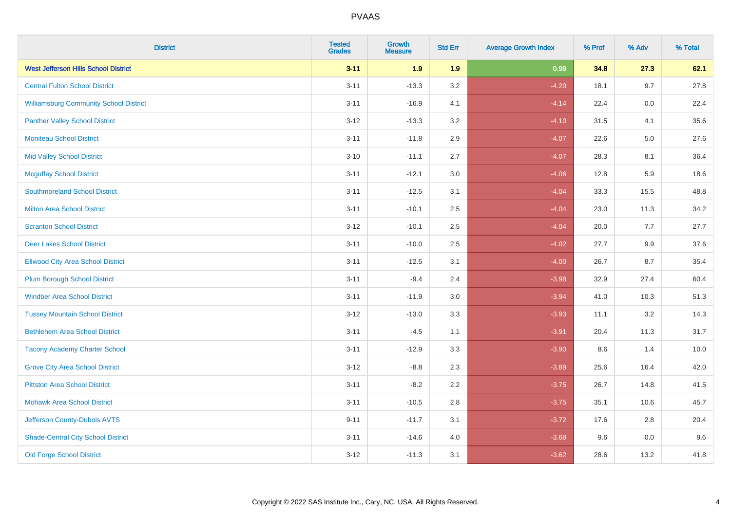| District | Tested Grades | Growth Measure | Std Err | Average Growth Index | % Prof | % Adv | % Total |
|---|---|---|---|---|---|---|---|
| **West Jefferson Hills School District** | **3-11** | **1.9** | **1.9** | **0.99** | **34.8** | **27.3** | **62.1** |
| Central Fulton School District | 3-11 | -13.3 | 3.2 | -4.20 | 18.1 | 9.7 | 27.8 |
| Williamsburg Community School District | 3-11 | -16.9 | 4.1 | -4.14 | 22.4 | 0.0 | 22.4 |
| Panther Valley School District | 3-12 | -13.3 | 3.2 | -4.10 | 31.5 | 4.1 | 35.6 |
| Moniteau School District | 3-11 | -11.8 | 2.9 | -4.07 | 22.6 | 5.0 | 27.6 |
| Mid Valley School District | 3-10 | -11.1 | 2.7 | -4.07 | 28.3 | 8.1 | 36.4 |
| Mcguffey School District | 3-11 | -12.1 | 3.0 | -4.06 | 12.8 | 5.9 | 18.6 |
| Southmoreland School District | 3-11 | -12.5 | 3.1 | -4.04 | 33.3 | 15.5 | 48.8 |
| Milton Area School District | 3-11 | -10.1 | 2.5 | -4.04 | 23.0 | 11.3 | 34.2 |
| Scranton School District | 3-12 | -10.1 | 2.5 | -4.04 | 20.0 | 7.7 | 27.7 |
| Deer Lakes School District | 3-11 | -10.0 | 2.5 | -4.02 | 27.7 | 9.9 | 37.6 |
| Ellwood City Area School District | 3-11 | -12.5 | 3.1 | -4.00 | 26.7 | 8.7 | 35.4 |
| Plum Borough School District | 3-11 | -9.4 | 2.4 | -3.98 | 32.9 | 27.4 | 60.4 |
| Windber Area School District | 3-11 | -11.9 | 3.0 | -3.94 | 41.0 | 10.3 | 51.3 |
| Tussey Mountain School District | 3-12 | -13.0 | 3.3 | -3.93 | 11.1 | 3.2 | 14.3 |
| Bethlehem Area School District | 3-11 | -4.5 | 1.1 | -3.91 | 20.4 | 11.3 | 31.7 |
| Tacony Academy Charter School | 3-11 | -12.9 | 3.3 | -3.90 | 8.6 | 1.4 | 10.0 |
| Grove City Area School District | 3-12 | -8.8 | 2.3 | -3.89 | 25.6 | 16.4 | 42.0 |
| Pittston Area School District | 3-11 | -8.2 | 2.2 | -3.75 | 26.7 | 14.8 | 41.5 |
| Mohawk Area School District | 3-11 | -10.5 | 2.8 | -3.75 | 35.1 | 10.6 | 45.7 |
| Jefferson County-Dubois AVTS | 9-11 | -11.7 | 3.1 | -3.72 | 17.6 | 2.8 | 20.4 |
| Shade-Central City School District | 3-11 | -14.6 | 4.0 | -3.68 | 9.6 | 0.0 | 9.6 |
| Old Forge School District | 3-12 | -11.3 | 3.1 | -3.62 | 28.6 | 13.2 | 41.8 |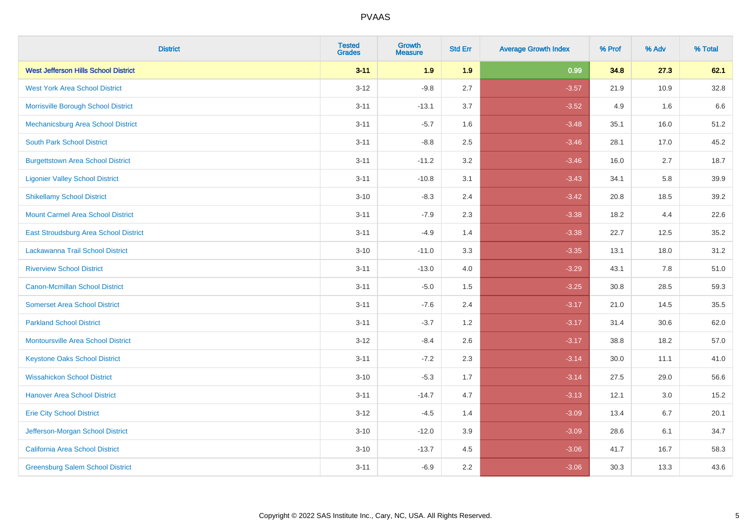# PVAAS

| District | Tested Grades | Growth Measure | Std Err | Average Growth Index | % Prof | % Adv | % Total |
|---|---|---|---|---|---|---|---|
| **West Jefferson Hills School District** | **3-11** | **1.9** | **1.9** | **0.99** | **34.8** | **27.3** | **62.1** |
| West York Area School District | 3-12 | -9.8 | 2.7 | -3.57 | 21.9 | 10.9 | 32.8 |
| Morrisville Borough School District | 3-11 | -13.1 | 3.7 | -3.52 | 4.9 | 1.6 | 6.6 |
| Mechanicsburg Area School District | 3-11 | -5.7 | 1.6 | -3.48 | 35.1 | 16.0 | 51.2 |
| South Park School District | 3-11 | -8.8 | 2.5 | -3.46 | 28.1 | 17.0 | 45.2 |
| Burgettstown Area School District | 3-11 | -11.2 | 3.2 | -3.46 | 16.0 | 2.7 | 18.7 |
| Ligonier Valley School District | 3-11 | -10.8 | 3.1 | -3.43 | 34.1 | 5.8 | 39.9 |
| Shikellamy School District | 3-10 | -8.3 | 2.4 | -3.42 | 20.8 | 18.5 | 39.2 |
| Mount Carmel Area School District | 3-11 | -7.9 | 2.3 | -3.38 | 18.2 | 4.4 | 22.6 |
| East Stroudsburg Area School District | 3-11 | -4.9 | 1.4 | -3.38 | 22.7 | 12.5 | 35.2 |
| Lackawanna Trail School District | 3-10 | -11.0 | 3.3 | -3.35 | 13.1 | 18.0 | 31.2 |
| Riverview School District | 3-11 | -13.0 | 4.0 | -3.29 | 43.1 | 7.8 | 51.0 |
| Canon-Mcmillan School District | 3-11 | -5.0 | 1.5 | -3.25 | 30.8 | 28.5 | 59.3 |
| Somerset Area School District | 3-11 | -7.6 | 2.4 | -3.17 | 21.0 | 14.5 | 35.5 |
| Parkland School District | 3-11 | -3.7 | 1.2 | -3.17 | 31.4 | 30.6 | 62.0 |
| Montoursville Area School District | 3-12 | -8.4 | 2.6 | -3.17 | 38.8 | 18.2 | 57.0 |
| Keystone Oaks School District | 3-11 | -7.2 | 2.3 | -3.14 | 30.0 | 11.1 | 41.0 |
| Wissahickon School District | 3-10 | -5.3 | 1.7 | -3.14 | 27.5 | 29.0 | 56.6 |
| Hanover Area School District | 3-11 | -14.7 | 4.7 | -3.13 | 12.1 | 3.0 | 15.2 |
| Erie City School District | 3-12 | -4.5 | 1.4 | -3.09 | 13.4 | 6.7 | 20.1 |
| Jefferson-Morgan School District | 3-10 | -12.0 | 3.9 | -3.09 | 28.6 | 6.1 | 34.7 |
| California Area School District | 3-10 | -13.7 | 4.5 | -3.06 | 41.7 | 16.7 | 58.3 |
| Greensburg Salem School District | 3-11 | -6.9 | 2.2 | -3.06 | 30.3 | 13.3 | 43.6 |

Copyright © 2022 SAS Institute Inc., Cary, NC, USA. All Rights Reserved.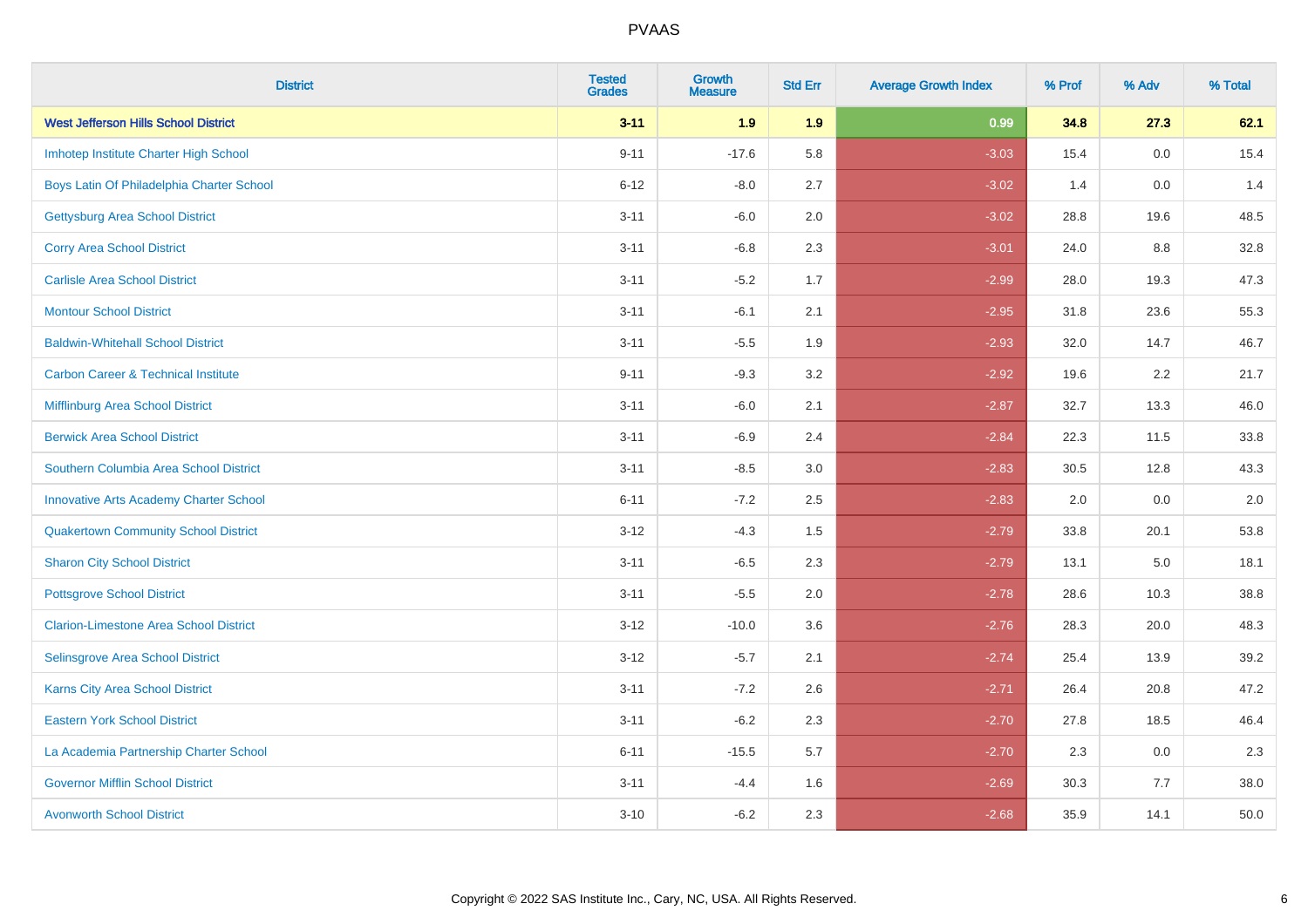| District | Tested Grades | Growth Measure | Std Err | Average Growth Index | % Prof | % Adv | % Total |
|---|---|---|---|---|---|---|---|
| **West Jefferson Hills School District** | **3-11** | **1.9** | **1.9** | **0.99** | **34.8** | **27.3** | **62.1** |
| Imhotep Institute Charter High School | 9-11 | -17.6 | 5.8 | -3.03 | 15.4 | 0.0 | 15.4 |
| Boys Latin Of Philadelphia Charter School | 6-12 | -8.0 | 2.7 | -3.02 | 1.4 | 0.0 | 1.4 |
| Gettysburg Area School District | 3-11 | -6.0 | 2.0 | -3.02 | 28.8 | 19.6 | 48.5 |
| Corry Area School District | 3-11 | -6.8 | 2.3 | -3.01 | 24.0 | 8.8 | 32.8 |
| Carlisle Area School District | 3-11 | -5.2 | 1.7 | -2.99 | 28.0 | 19.3 | 47.3 |
| Montour School District | 3-11 | -6.1 | 2.1 | -2.95 | 31.8 | 23.6 | 55.3 |
| Baldwin-Whitehall School District | 3-11 | -5.5 | 1.9 | -2.93 | 32.0 | 14.7 | 46.7 |
| Carbon Career & Technical Institute | 9-11 | -9.3 | 3.2 | -2.92 | 19.6 | 2.2 | 21.7 |
| Mifflinburg Area School District | 3-11 | -6.0 | 2.1 | -2.87 | 32.7 | 13.3 | 46.0 |
| Berwick Area School District | 3-11 | -6.9 | 2.4 | -2.84 | 22.3 | 11.5 | 33.8 |
| Southern Columbia Area School District | 3-11 | -8.5 | 3.0 | -2.83 | 30.5 | 12.8 | 43.3 |
| Innovative Arts Academy Charter School | 6-11 | -7.2 | 2.5 | -2.83 | 2.0 | 0.0 | 2.0 |
| Quakertown Community School District | 3-12 | -4.3 | 1.5 | -2.79 | 33.8 | 20.1 | 53.8 |
| Sharon City School District | 3-11 | -6.5 | 2.3 | -2.79 | 13.1 | 5.0 | 18.1 |
| Pottsgrove School District | 3-11 | -5.5 | 2.0 | -2.78 | 28.6 | 10.3 | 38.8 |
| Clarion-Limestone Area School District | 3-12 | -10.0 | 3.6 | -2.76 | 28.3 | 20.0 | 48.3 |
| Selinsgrove Area School District | 3-12 | -5.7 | 2.1 | -2.74 | 25.4 | 13.9 | 39.2 |
| Karns City Area School District | 3-11 | -7.2 | 2.6 | -2.71 | 26.4 | 20.8 | 47.2 |
| Eastern York School District | 3-11 | -6.2 | 2.3 | -2.70 | 27.8 | 18.5 | 46.4 |
| La Academia Partnership Charter School | 6-11 | -15.5 | 5.7 | -2.70 | 2.3 | 0.0 | 2.3 |
| Governor Mifflin School District | 3-11 | -4.4 | 1.6 | -2.69 | 30.3 | 7.7 | 38.0 |
| Avonworth School District | 3-10 | -6.2 | 2.3 | -2.68 | 35.9 | 14.1 | 50.0 |

Copyright © 2022 SAS Institute Inc., Cary, NC, USA. All Rights Reserved.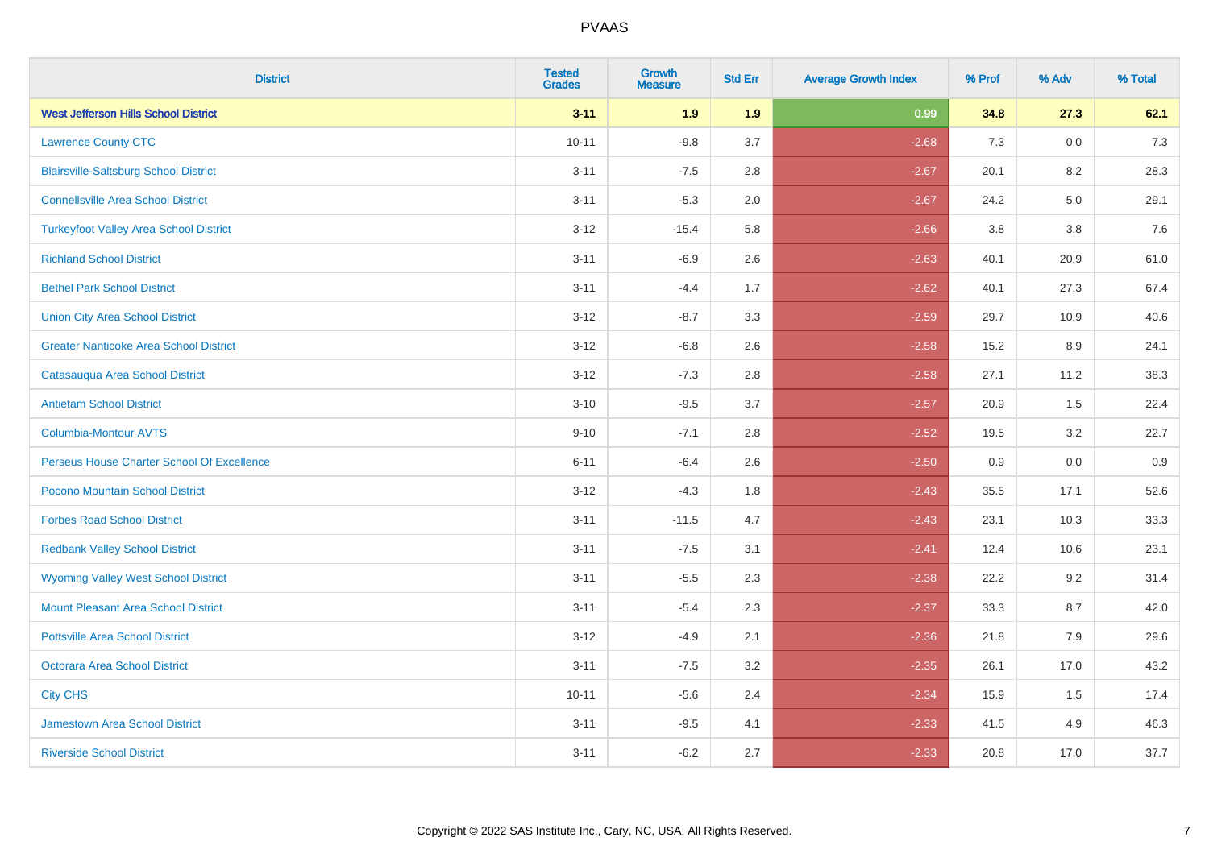# PVAAS

| District | Tested Grades | Growth Measure | Std Err | Average Growth Index | % Prof | % Adv | % Total |
|---|---|---|---|---|---|---|---|
| **West Jefferson Hills School District** | **3-11** | **1.9** | **1.9** | **0.99** | **34.8** | **27.3** | **62.1** |
| Lawrence County CTC | 10-11 | -9.8 | 3.7 | -2.68 | 7.3 | 0.0 | 7.3 |
| Blairsville-Saltsburg School District | 3-11 | -7.5 | 2.8 | -2.67 | 20.1 | 8.2 | 28.3 |
| Connellsville Area School District | 3-11 | -5.3 | 2.0 | -2.67 | 24.2 | 5.0 | 29.1 |
| Turkeyfoot Valley Area School District | 3-12 | -15.4 | 5.8 | -2.66 | 3.8 | 3.8 | 7.6 |
| Richland School District | 3-11 | -6.9 | 2.6 | -2.63 | 40.1 | 20.9 | 61.0 |
| Bethel Park School District | 3-11 | -4.4 | 1.7 | -2.62 | 40.1 | 27.3 | 67.4 |
| Union City Area School District | 3-12 | -8.7 | 3.3 | -2.59 | 29.7 | 10.9 | 40.6 |
| Greater Nanticoke Area School District | 3-12 | -6.8 | 2.6 | -2.58 | 15.2 | 8.9 | 24.1 |
| Catasauqua Area School District | 3-12 | -7.3 | 2.8 | -2.58 | 27.1 | 11.2 | 38.3 |
| Antietam School District | 3-10 | -9.5 | 3.7 | -2.57 | 20.9 | 1.5 | 22.4 |
| Columbia-Montour AVTS | 9-10 | -7.1 | 2.8 | -2.52 | 19.5 | 3.2 | 22.7 |
| Perseus House Charter School Of Excellence | 6-11 | -6.4 | 2.6 | -2.50 | 0.9 | 0.0 | 0.9 |
| Pocono Mountain School District | 3-12 | -4.3 | 1.8 | -2.43 | 35.5 | 17.1 | 52.6 |
| Forbes Road School District | 3-11 | -11.5 | 4.7 | -2.43 | 23.1 | 10.3 | 33.3 |
| Redbank Valley School District | 3-11 | -7.5 | 3.1 | -2.41 | 12.4 | 10.6 | 23.1 |
| Wyoming Valley West School District | 3-11 | -5.5 | 2.3 | -2.38 | 22.2 | 9.2 | 31.4 |
| Mount Pleasant Area School District | 3-11 | -5.4 | 2.3 | -2.37 | 33.3 | 8.7 | 42.0 |
| Pottsville Area School District | 3-12 | -4.9 | 2.1 | -2.36 | 21.8 | 7.9 | 29.6 |
| Octorara Area School District | 3-11 | -7.5 | 3.2 | -2.35 | 26.1 | 17.0 | 43.2 |
| City CHS | 10-11 | -5.6 | 2.4 | -2.34 | 15.9 | 1.5 | 17.4 |
| Jamestown Area School District | 3-11 | -9.5 | 4.1 | -2.33 | 41.5 | 4.9 | 46.3 |
| Riverside School District | 3-11 | -6.2 | 2.7 | -2.33 | 20.8 | 17.0 | 37.7 |

Copyright © 2022 SAS Institute Inc., Cary, NC, USA. All Rights Reserved.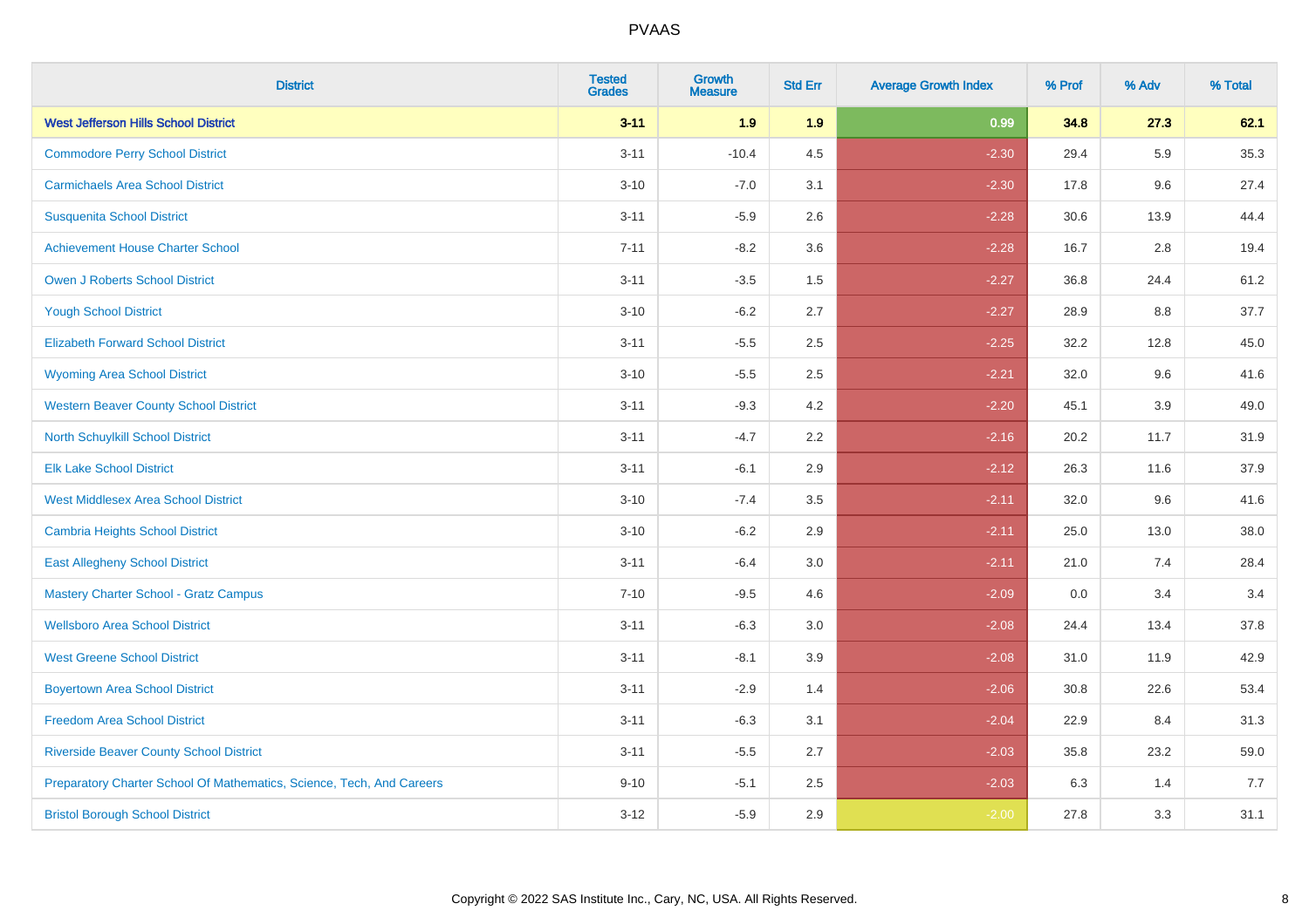# PVAAS

| District | Tested Grades | Growth Measure | Std Err | Average Growth Index | % Prof | % Adv | % Total |
|---|---|---|---|---|---|---|---|
| **West Jefferson Hills School District** | **3-11** | **1.9** | **1.9** | **0.99** | **34.8** | **27.3** | **62.1** |
| Commodore Perry School District | 3-11 | -10.4 | 4.5 | -2.30 | 29.4 | 5.9 | 35.3 |
| Carmichaels Area School District | 3-10 | -7.0 | 3.1 | -2.30 | 17.8 | 9.6 | 27.4 |
| Susquenita School District | 3-11 | -5.9 | 2.6 | -2.28 | 30.6 | 13.9 | 44.4 |
| Achievement House Charter School | 7-11 | -8.2 | 3.6 | -2.28 | 16.7 | 2.8 | 19.4 |
| Owen J Roberts School District | 3-11 | -3.5 | 1.5 | -2.27 | 36.8 | 24.4 | 61.2 |
| Yough School District | 3-10 | -6.2 | 2.7 | -2.27 | 28.9 | 8.8 | 37.7 |
| Elizabeth Forward School District | 3-11 | -5.5 | 2.5 | -2.25 | 32.2 | 12.8 | 45.0 |
| Wyoming Area School District | 3-10 | -5.5 | 2.5 | -2.21 | 32.0 | 9.6 | 41.6 |
| Western Beaver County School District | 3-11 | -9.3 | 4.2 | -2.20 | 45.1 | 3.9 | 49.0 |
| North Schuylkill School District | 3-11 | -4.7 | 2.2 | -2.16 | 20.2 | 11.7 | 31.9 |
| Elk Lake School District | 3-11 | -6.1 | 2.9 | -2.12 | 26.3 | 11.6 | 37.9 |
| West Middlesex Area School District | 3-10 | -7.4 | 3.5 | -2.11 | 32.0 | 9.6 | 41.6 |
| Cambria Heights School District | 3-10 | -6.2 | 2.9 | -2.11 | 25.0 | 13.0 | 38.0 |
| East Allegheny School District | 3-11 | -6.4 | 3.0 | -2.11 | 21.0 | 7.4 | 28.4 |
| Mastery Charter School - Gratz Campus | 7-10 | -9.5 | 4.6 | -2.09 | 0.0 | 3.4 | 3.4 |
| Wellsboro Area School District | 3-11 | -6.3 | 3.0 | -2.08 | 24.4 | 13.4 | 37.8 |
| West Greene School District | 3-11 | -8.1 | 3.9 | -2.08 | 31.0 | 11.9 | 42.9 |
| Boyertown Area School District | 3-11 | -2.9 | 1.4 | -2.06 | 30.8 | 22.6 | 53.4 |
| Freedom Area School District | 3-11 | -6.3 | 3.1 | -2.04 | 22.9 | 8.4 | 31.3 |
| Riverside Beaver County School District | 3-11 | -5.5 | 2.7 | -2.03 | 35.8 | 23.2 | 59.0 |
| Preparatory Charter School Of Mathematics, Science, Tech, And Careers | 9-10 | -5.1 | 2.5 | -2.03 | 6.3 | 1.4 | 7.7 |
| Bristol Borough School District | 3-12 | -5.9 | 2.9 | -2.00 | 27.8 | 3.3 | 31.1 |

Copyright © 2022 SAS Institute Inc., Cary, NC, USA. All Rights Reserved.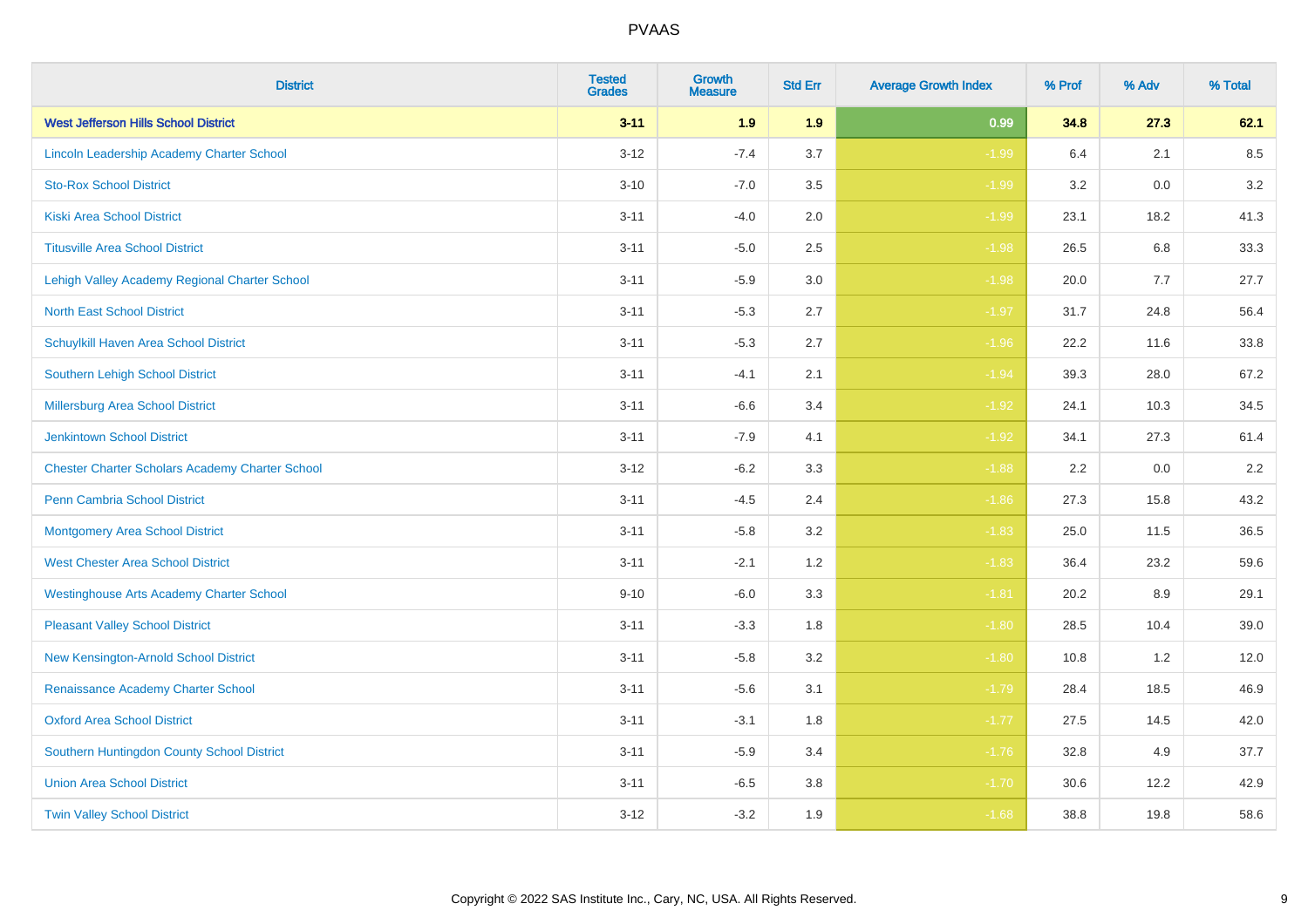# PVAAS

| District | Tested Grades | Growth Measure | Std Err | Average Growth Index | % Prof | % Adv | % Total |
|---|---|---|---|---|---|---|---|
| **West Jefferson Hills School District** | **3-11** | **1.9** | **1.9** | **0.99** | **34.8** | **27.3** | **62.1** |
| Lincoln Leadership Academy Charter School | 3-12 | -7.4 | 3.7 | -1.99 | 6.4 | 2.1 | 8.5 |
| Sto-Rox School District | 3-10 | -7.0 | 3.5 | -1.99 | 3.2 | 0.0 | 3.2 |
| Kiski Area School District | 3-11 | -4.0 | 2.0 | -1.99 | 23.1 | 18.2 | 41.3 |
| Titusville Area School District | 3-11 | -5.0 | 2.5 | -1.98 | 26.5 | 6.8 | 33.3 |
| Lehigh Valley Academy Regional Charter School | 3-11 | -5.9 | 3.0 | -1.98 | 20.0 | 7.7 | 27.7 |
| North East School District | 3-11 | -5.3 | 2.7 | -1.97 | 31.7 | 24.8 | 56.4 |
| Schuylkill Haven Area School District | 3-11 | -5.3 | 2.7 | -1.96 | 22.2 | 11.6 | 33.8 |
| Southern Lehigh School District | 3-11 | -4.1 | 2.1 | -1.94 | 39.3 | 28.0 | 67.2 |
| Millersburg Area School District | 3-11 | -6.6 | 3.4 | -1.92 | 24.1 | 10.3 | 34.5 |
| Jenkintown School District | 3-11 | -7.9 | 4.1 | -1.92 | 34.1 | 27.3 | 61.4 |
| Chester Charter Scholars Academy Charter School | 3-12 | -6.2 | 3.3 | -1.88 | 2.2 | 0.0 | 2.2 |
| Penn Cambria School District | 3-11 | -4.5 | 2.4 | -1.86 | 27.3 | 15.8 | 43.2 |
| Montgomery Area School District | 3-11 | -5.8 | 3.2 | -1.83 | 25.0 | 11.5 | 36.5 |
| West Chester Area School District | 3-11 | -2.1 | 1.2 | -1.83 | 36.4 | 23.2 | 59.6 |
| Westinghouse Arts Academy Charter School | 9-10 | -6.0 | 3.3 | -1.81 | 20.2 | 8.9 | 29.1 |
| Pleasant Valley School District | 3-11 | -3.3 | 1.8 | -1.80 | 28.5 | 10.4 | 39.0 |
| New Kensington-Arnold School District | 3-11 | -5.8 | 3.2 | -1.80 | 10.8 | 1.2 | 12.0 |
| Renaissance Academy Charter School | 3-11 | -5.6 | 3.1 | -1.79 | 28.4 | 18.5 | 46.9 |
| Oxford Area School District | 3-11 | -3.1 | 1.8 | -1.77 | 27.5 | 14.5 | 42.0 |
| Southern Huntingdon County School District | 3-11 | -5.9 | 3.4 | -1.76 | 32.8 | 4.9 | 37.7 |
| Union Area School District | 3-11 | -6.5 | 3.8 | -1.70 | 30.6 | 12.2 | 42.9 |
| Twin Valley School District | 3-12 | -3.2 | 1.9 | -1.68 | 38.8 | 19.8 | 58.6 |

Copyright © 2022 SAS Institute Inc., Cary, NC, USA. All Rights Reserved.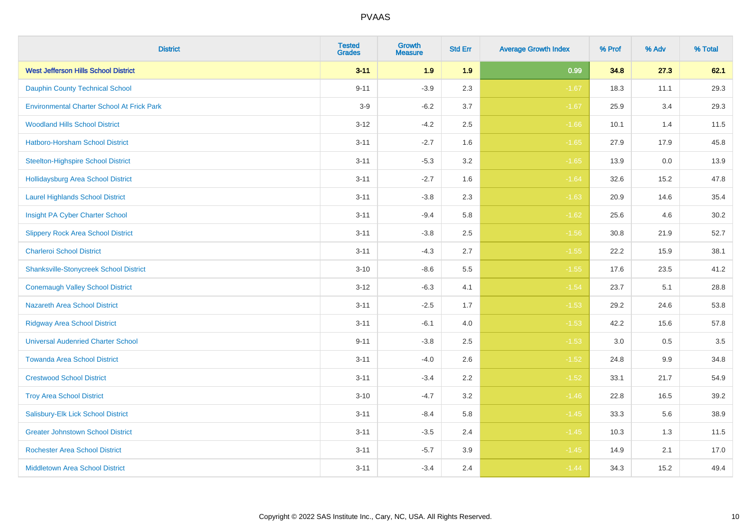# PVAAS

| District | Tested Grades | Growth Measure | Std Err | Average Growth Index | % Prof | % Adv | % Total |
|---|---|---|---|---|---|---|---|
| **West Jefferson Hills School District** | **3-11** | **1.9** | **1.9** | **0.99** | **34.8** | **27.3** | **62.1** |
| Dauphin County Technical School | 9-11 | -3.9 | 2.3 | -1.67 | 18.3 | 11.1 | 29.3 |
| Environmental Charter School At Frick Park | 3-9 | -6.2 | 3.7 | -1.67 | 25.9 | 3.4 | 29.3 |
| Woodland Hills School District | 3-12 | -4.2 | 2.5 | -1.66 | 10.1 | 1.4 | 11.5 |
| Hatboro-Horsham School District | 3-11 | -2.7 | 1.6 | -1.65 | 27.9 | 17.9 | 45.8 |
| Steelton-Highspire School District | 3-11 | -5.3 | 3.2 | -1.65 | 13.9 | 0.0 | 13.9 |
| Hollidaysburg Area School District | 3-11 | -2.7 | 1.6 | -1.64 | 32.6 | 15.2 | 47.8 |
| Laurel Highlands School District | 3-11 | -3.8 | 2.3 | -1.63 | 20.9 | 14.6 | 35.4 |
| Insight PA Cyber Charter School | 3-11 | -9.4 | 5.8 | -1.62 | 25.6 | 4.6 | 30.2 |
| Slippery Rock Area School District | 3-11 | -3.8 | 2.5 | -1.56 | 30.8 | 21.9 | 52.7 |
| Charleroi School District | 3-11 | -4.3 | 2.7 | -1.55 | 22.2 | 15.9 | 38.1 |
| Shanksville-Stonycreek School District | 3-10 | -8.6 | 5.5 | -1.55 | 17.6 | 23.5 | 41.2 |
| Conemaugh Valley School District | 3-12 | -6.3 | 4.1 | -1.54 | 23.7 | 5.1 | 28.8 |
| Nazareth Area School District | 3-11 | -2.5 | 1.7 | -1.53 | 29.2 | 24.6 | 53.8 |
| Ridgway Area School District | 3-11 | -6.1 | 4.0 | -1.53 | 42.2 | 15.6 | 57.8 |
| Universal Audenried Charter School | 9-11 | -3.8 | 2.5 | -1.53 | 3.0 | 0.5 | 3.5 |
| Towanda Area School District | 3-11 | -4.0 | 2.6 | -1.52 | 24.8 | 9.9 | 34.8 |
| Crestwood School District | 3-11 | -3.4 | 2.2 | -1.52 | 33.1 | 21.7 | 54.9 |
| Troy Area School District | 3-10 | -4.7 | 3.2 | -1.46 | 22.8 | 16.5 | 39.2 |
| Salisbury-Elk Lick School District | 3-11 | -8.4 | 5.8 | -1.45 | 33.3 | 5.6 | 38.9 |
| Greater Johnstown School District | 3-11 | -3.5 | 2.4 | -1.45 | 10.3 | 1.3 | 11.5 |
| Rochester Area School District | 3-11 | -5.7 | 3.9 | -1.45 | 14.9 | 2.1 | 17.0 |
| Middletown Area School District | 3-11 | -3.4 | 2.4 | -1.44 | 34.3 | 15.2 | 49.4 |

Copyright © 2022 SAS Institute Inc., Cary, NC, USA. All Rights Reserved.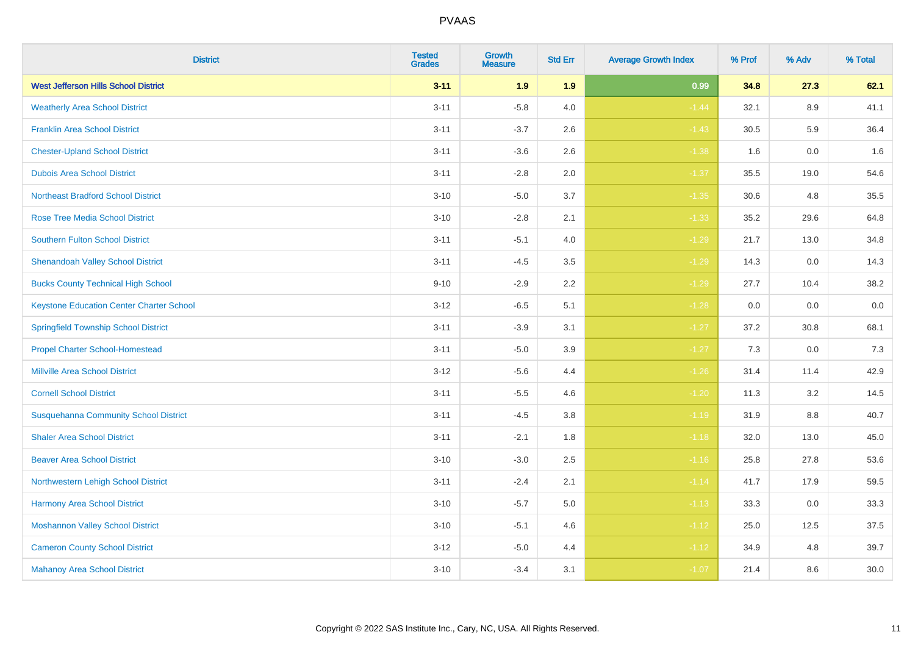| District | Tested Grades | Growth Measure | Std Err | Average Growth Index | % Prof | % Adv | % Total |
|---|---|---|---|---|---|---|---|
| **West Jefferson Hills School District** | **3-11** | **1.9** | **1.9** | **0.99** | **34.8** | **27.3** | **62.1** |
| Weatherly Area School District | 3-11 | -5.8 | 4.0 | -1.44 | 32.1 | 8.9 | 41.1 |
| Franklin Area School District | 3-11 | -3.7 | 2.6 | -1.43 | 30.5 | 5.9 | 36.4 |
| Chester-Upland School District | 3-11 | -3.6 | 2.6 | -1.38 | 1.6 | 0.0 | 1.6 |
| Dubois Area School District | 3-11 | -2.8 | 2.0 | -1.37 | 35.5 | 19.0 | 54.6 |
| Northeast Bradford School District | 3-10 | -5.0 | 3.7 | -1.35 | 30.6 | 4.8 | 35.5 |
| Rose Tree Media School District | 3-10 | -2.8 | 2.1 | -1.33 | 35.2 | 29.6 | 64.8 |
| Southern Fulton School District | 3-11 | -5.1 | 4.0 | -1.29 | 21.7 | 13.0 | 34.8 |
| Shenandoah Valley School District | 3-11 | -4.5 | 3.5 | -1.29 | 14.3 | 0.0 | 14.3 |
| Bucks County Technical High School | 9-10 | -2.9 | 2.2 | -1.29 | 27.7 | 10.4 | 38.2 |
| Keystone Education Center Charter School | 3-12 | -6.5 | 5.1 | -1.28 | 0.0 | 0.0 | 0.0 |
| Springfield Township School District | 3-11 | -3.9 | 3.1 | -1.27 | 37.2 | 30.8 | 68.1 |
| Propel Charter School-Homestead | 3-11 | -5.0 | 3.9 | -1.27 | 7.3 | 0.0 | 7.3 |
| Millville Area School District | 3-12 | -5.6 | 4.4 | -1.26 | 31.4 | 11.4 | 42.9 |
| Cornell School District | 3-11 | -5.5 | 4.6 | -1.20 | 11.3 | 3.2 | 14.5 |
| Susquehanna Community School District | 3-11 | -4.5 | 3.8 | -1.19 | 31.9 | 8.8 | 40.7 |
| Shaler Area School District | 3-11 | -2.1 | 1.8 | -1.18 | 32.0 | 13.0 | 45.0 |
| Beaver Area School District | 3-10 | -3.0 | 2.5 | -1.16 | 25.8 | 27.8 | 53.6 |
| Northwestern Lehigh School District | 3-11 | -2.4 | 2.1 | -1.14 | 41.7 | 17.9 | 59.5 |
| Harmony Area School District | 3-10 | -5.7 | 5.0 | -1.13 | 33.3 | 0.0 | 33.3 |
| Moshannon Valley School District | 3-10 | -5.1 | 4.6 | -1.12 | 25.0 | 12.5 | 37.5 |
| Cameron County School District | 3-12 | -5.0 | 4.4 | -1.12 | 34.9 | 4.8 | 39.7 |
| Mahanoy Area School District | 3-10 | -3.4 | 3.1 | -1.07 | 21.4 | 8.6 | 30.0 |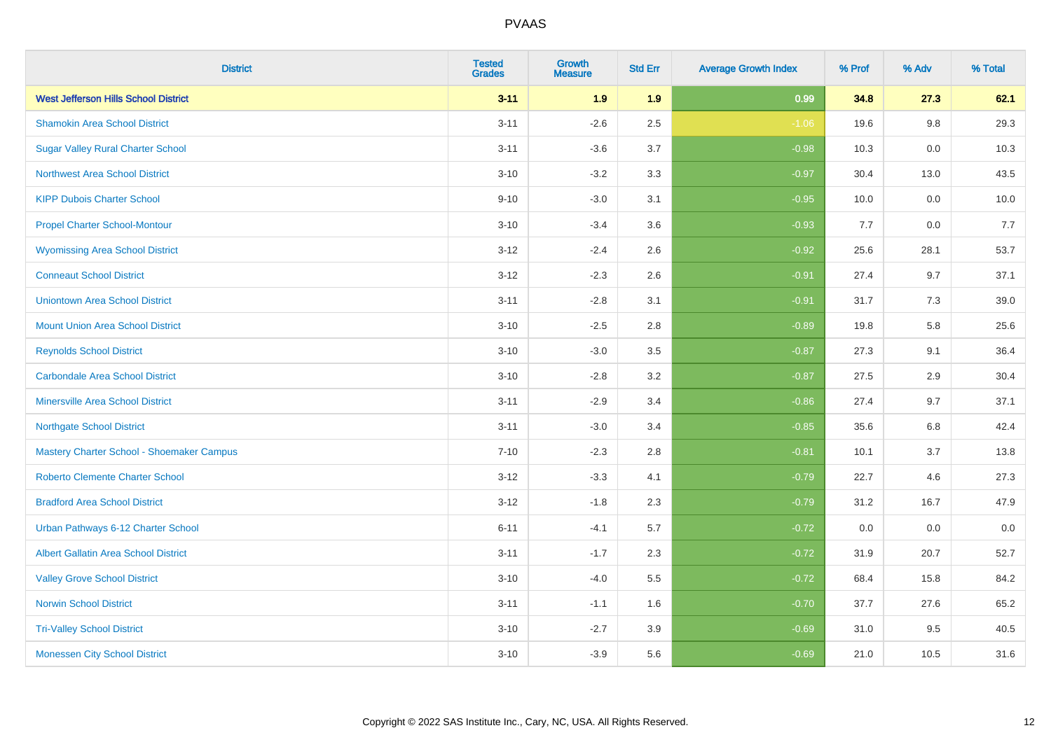| District | Tested Grades | Growth Measure | Std Err | Average Growth Index | % Prof | % Adv | % Total |
|---|---|---|---|---|---|---|---|
| **West Jefferson Hills School District** | **3-11** | **1.9** | **1.9** | **0.99** | **34.8** | **27.3** | **62.1** |
| Shamokin Area School District | 3-11 | -2.6 | 2.5 | -1.06 | 19.6 | 9.8 | 29.3 |
| Sugar Valley Rural Charter School | 3-11 | -3.6 | 3.7 | -0.98 | 10.3 | 0.0 | 10.3 |
| Northwest Area School District | 3-10 | -3.2 | 3.3 | -0.97 | 30.4 | 13.0 | 43.5 |
| KIPP Dubois Charter School | 9-10 | -3.0 | 3.1 | -0.95 | 10.0 | 0.0 | 10.0 |
| Propel Charter School-Montour | 3-10 | -3.4 | 3.6 | -0.93 | 7.7 | 0.0 | 7.7 |
| Wyomissing Area School District | 3-12 | -2.4 | 2.6 | -0.92 | 25.6 | 28.1 | 53.7 |
| Conneaut School District | 3-12 | -2.3 | 2.6 | -0.91 | 27.4 | 9.7 | 37.1 |
| Uniontown Area School District | 3-11 | -2.8 | 3.1 | -0.91 | 31.7 | 7.3 | 39.0 |
| Mount Union Area School District | 3-10 | -2.5 | 2.8 | -0.89 | 19.8 | 5.8 | 25.6 |
| Reynolds School District | 3-10 | -3.0 | 3.5 | -0.87 | 27.3 | 9.1 | 36.4 |
| Carbondale Area School District | 3-10 | -2.8 | 3.2 | -0.87 | 27.5 | 2.9 | 30.4 |
| Minersville Area School District | 3-11 | -2.9 | 3.4 | -0.86 | 27.4 | 9.7 | 37.1 |
| Northgate School District | 3-11 | -3.0 | 3.4 | -0.85 | 35.6 | 6.8 | 42.4 |
| Mastery Charter School - Shoemaker Campus | 7-10 | -2.3 | 2.8 | -0.81 | 10.1 | 3.7 | 13.8 |
| Roberto Clemente Charter School | 3-12 | -3.3 | 4.1 | -0.79 | 22.7 | 4.6 | 27.3 |
| Bradford Area School District | 3-12 | -1.8 | 2.3 | -0.79 | 31.2 | 16.7 | 47.9 |
| Urban Pathways 6-12 Charter School | 6-11 | -4.1 | 5.7 | -0.72 | 0.0 | 0.0 | 0.0 |
| Albert Gallatin Area School District | 3-11 | -1.7 | 2.3 | -0.72 | 31.9 | 20.7 | 52.7 |
| Valley Grove School District | 3-10 | -4.0 | 5.5 | -0.72 | 68.4 | 15.8 | 84.2 |
| Norwin School District | 3-11 | -1.1 | 1.6 | -0.70 | 37.7 | 27.6 | 65.2 |
| Tri-Valley School District | 3-10 | -2.7 | 3.9 | -0.69 | 31.0 | 9.5 | 40.5 |
| Monessen City School District | 3-10 | -3.9 | 5.6 | -0.69 | 21.0 | 10.5 | 31.6 |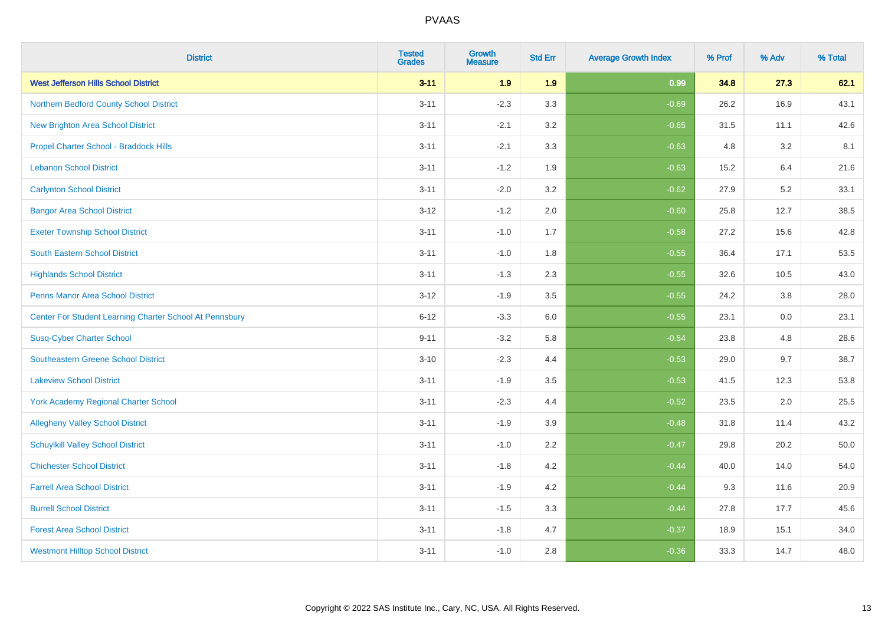| District | Tested Grades | Growth Measure | Std Err | Average Growth Index | % Prof | % Adv | % Total |
|---|---|---|---|---|---|---|---|
| **West Jefferson Hills School District** | **3-11** | **1.9** | **1.9** | **0.99** | **34.8** | **27.3** | **62.1** |
| Northern Bedford County School District | 3-11 | -2.3 | 3.3 | -0.69 | 26.2 | 16.9 | 43.1 |
| New Brighton Area School District | 3-11 | -2.1 | 3.2 | -0.65 | 31.5 | 11.1 | 42.6 |
| Propel Charter School - Braddock Hills | 3-11 | -2.1 | 3.3 | -0.63 | 4.8 | 3.2 | 8.1 |
| Lebanon School District | 3-11 | -1.2 | 1.9 | -0.63 | 15.2 | 6.4 | 21.6 |
| Carlynton School District | 3-11 | -2.0 | 3.2 | -0.62 | 27.9 | 5.2 | 33.1 |
| Bangor Area School District | 3-12 | -1.2 | 2.0 | -0.60 | 25.8 | 12.7 | 38.5 |
| Exeter Township School District | 3-11 | -1.0 | 1.7 | -0.58 | 27.2 | 15.6 | 42.8 |
| South Eastern School District | 3-11 | -1.0 | 1.8 | -0.55 | 36.4 | 17.1 | 53.5 |
| Highlands School District | 3-11 | -1.3 | 2.3 | -0.55 | 32.6 | 10.5 | 43.0 |
| Penns Manor Area School District | 3-12 | -1.9 | 3.5 | -0.55 | 24.2 | 3.8 | 28.0 |
| Center For Student Learning Charter School At Pennsbury | 6-12 | -3.3 | 6.0 | -0.55 | 23.1 | 0.0 | 23.1 |
| Susq-Cyber Charter School | 9-11 | -3.2 | 5.8 | -0.54 | 23.8 | 4.8 | 28.6 |
| Southeastern Greene School District | 3-10 | -2.3 | 4.4 | -0.53 | 29.0 | 9.7 | 38.7 |
| Lakeview School District | 3-11 | -1.9 | 3.5 | -0.53 | 41.5 | 12.3 | 53.8 |
| York Academy Regional Charter School | 3-11 | -2.3 | 4.4 | -0.52 | 23.5 | 2.0 | 25.5 |
| Allegheny Valley School District | 3-11 | -1.9 | 3.9 | -0.48 | 31.8 | 11.4 | 43.2 |
| Schuylkill Valley School District | 3-11 | -1.0 | 2.2 | -0.47 | 29.8 | 20.2 | 50.0 |
| Chichester School District | 3-11 | -1.8 | 4.2 | -0.44 | 40.0 | 14.0 | 54.0 |
| Farrell Area School District | 3-11 | -1.9 | 4.2 | -0.44 | 9.3 | 11.6 | 20.9 |
| Burrell School District | 3-11 | -1.5 | 3.3 | -0.44 | 27.8 | 17.7 | 45.6 |
| Forest Area School District | 3-11 | -1.8 | 4.7 | -0.37 | 18.9 | 15.1 | 34.0 |
| Westmont Hilltop School District | 3-11 | -1.0 | 2.8 | -0.36 | 33.3 | 14.7 | 48.0 |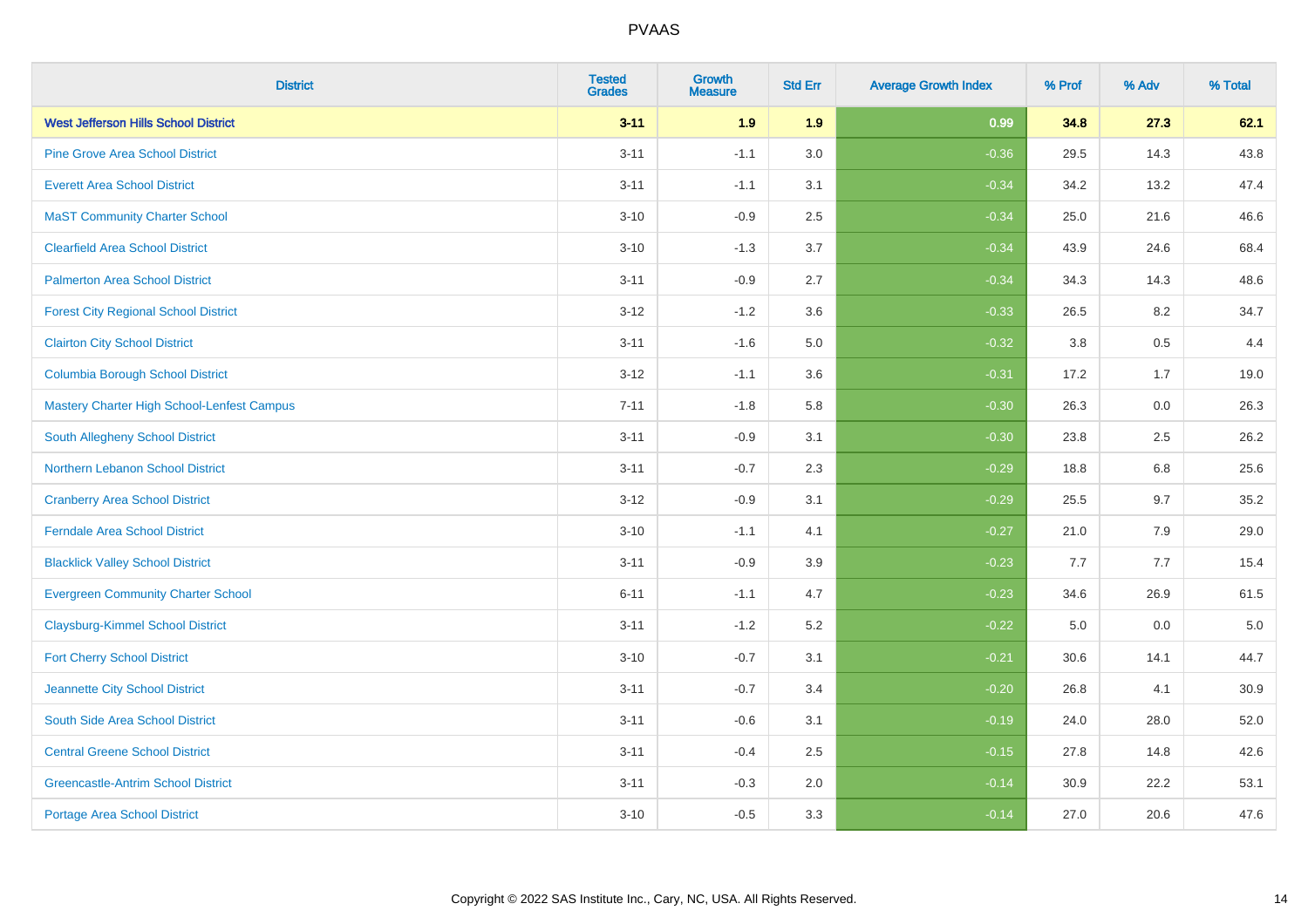| District | Tested Grades | Growth Measure | Std Err | Average Growth Index | % Prof | % Adv | % Total |
|---|---|---|---|---|---|---|---|
| **West Jefferson Hills School District** | **3-11** | **1.9** | **1.9** | **0.99** | **34.8** | **27.3** | **62.1** |
| Pine Grove Area School District | 3-11 | -1.1 | 3.0 | -0.36 | 29.5 | 14.3 | 43.8 |
| Everett Area School District | 3-11 | -1.1 | 3.1 | -0.34 | 34.2 | 13.2 | 47.4 |
| MaST Community Charter School | 3-10 | -0.9 | 2.5 | -0.34 | 25.0 | 21.6 | 46.6 |
| Clearfield Area School District | 3-10 | -1.3 | 3.7 | -0.34 | 43.9 | 24.6 | 68.4 |
| Palmerton Area School District | 3-11 | -0.9 | 2.7 | -0.34 | 34.3 | 14.3 | 48.6 |
| Forest City Regional School District | 3-12 | -1.2 | 3.6 | -0.33 | 26.5 | 8.2 | 34.7 |
| Clairton City School District | 3-11 | -1.6 | 5.0 | -0.32 | 3.8 | 0.5 | 4.4 |
| Columbia Borough School District | 3-12 | -1.1 | 3.6 | -0.31 | 17.2 | 1.7 | 19.0 |
| Mastery Charter High School-Lenfest Campus | 7-11 | -1.8 | 5.8 | -0.30 | 26.3 | 0.0 | 26.3 |
| South Allegheny School District | 3-11 | -0.9 | 3.1 | -0.30 | 23.8 | 2.5 | 26.2 |
| Northern Lebanon School District | 3-11 | -0.7 | 2.3 | -0.29 | 18.8 | 6.8 | 25.6 |
| Cranberry Area School District | 3-12 | -0.9 | 3.1 | -0.29 | 25.5 | 9.7 | 35.2 |
| Ferndale Area School District | 3-10 | -1.1 | 4.1 | -0.27 | 21.0 | 7.9 | 29.0 |
| Blacklick Valley School District | 3-11 | -0.9 | 3.9 | -0.23 | 7.7 | 7.7 | 15.4 |
| Evergreen Community Charter School | 6-11 | -1.1 | 4.7 | -0.23 | 34.6 | 26.9 | 61.5 |
| Claysburg-Kimmel School District | 3-11 | -1.2 | 5.2 | -0.22 | 5.0 | 0.0 | 5.0 |
| Fort Cherry School District | 3-10 | -0.7 | 3.1 | -0.21 | 30.6 | 14.1 | 44.7 |
| Jeannette City School District | 3-11 | -0.7 | 3.4 | -0.20 | 26.8 | 4.1 | 30.9 |
| South Side Area School District | 3-11 | -0.6 | 3.1 | -0.19 | 24.0 | 28.0 | 52.0 |
| Central Greene School District | 3-11 | -0.4 | 2.5 | -0.15 | 27.8 | 14.8 | 42.6 |
| Greencastle-Antrim School District | 3-11 | -0.3 | 2.0 | -0.14 | 30.9 | 22.2 | 53.1 |
| Portage Area School District | 3-10 | -0.5 | 3.3 | -0.14 | 27.0 | 20.6 | 47.6 |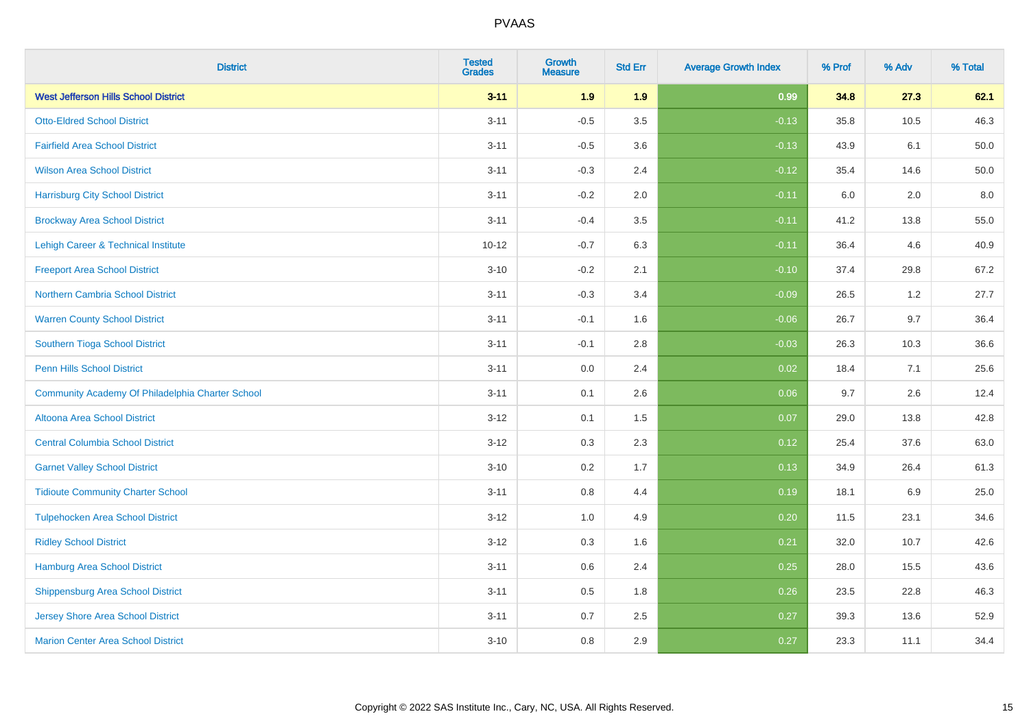| District | Tested Grades | Growth Measure | Std Err | Average Growth Index | % Prof | % Adv | % Total |
|---|---|---|---|---|---|---|---|
| **West Jefferson Hills School District** | **3-11** | **1.9** | **1.9** | **0.99** | **34.8** | **27.3** | **62.1** |
| Otto-Eldred School District | 3-11 | -0.5 | 3.5 | -0.13 | 35.8 | 10.5 | 46.3 |
| Fairfield Area School District | 3-11 | -0.5 | 3.6 | -0.13 | 43.9 | 6.1 | 50.0 |
| Wilson Area School District | 3-11 | -0.3 | 2.4 | -0.12 | 35.4 | 14.6 | 50.0 |
| Harrisburg City School District | 3-11 | -0.2 | 2.0 | -0.11 | 6.0 | 2.0 | 8.0 |
| Brockway Area School District | 3-11 | -0.4 | 3.5 | -0.11 | 41.2 | 13.8 | 55.0 |
| Lehigh Career & Technical Institute | 10-12 | -0.7 | 6.3 | -0.11 | 36.4 | 4.6 | 40.9 |
| Freeport Area School District | 3-10 | -0.2 | 2.1 | -0.10 | 37.4 | 29.8 | 67.2 |
| Northern Cambria School District | 3-11 | -0.3 | 3.4 | -0.09 | 26.5 | 1.2 | 27.7 |
| Warren County School District | 3-11 | -0.1 | 1.6 | -0.06 | 26.7 | 9.7 | 36.4 |
| Southern Tioga School District | 3-11 | -0.1 | 2.8 | -0.03 | 26.3 | 10.3 | 36.6 |
| Penn Hills School District | 3-11 | 0.0 | 2.4 | 0.02 | 18.4 | 7.1 | 25.6 |
| Community Academy Of Philadelphia Charter School | 3-11 | 0.1 | 2.6 | 0.06 | 9.7 | 2.6 | 12.4 |
| Altoona Area School District | 3-12 | 0.1 | 1.5 | 0.07 | 29.0 | 13.8 | 42.8 |
| Central Columbia School District | 3-12 | 0.3 | 2.3 | 0.12 | 25.4 | 37.6 | 63.0 |
| Garnet Valley School District | 3-10 | 0.2 | 1.7 | 0.13 | 34.9 | 26.4 | 61.3 |
| Tidioute Community Charter School | 3-11 | 0.8 | 4.4 | 0.19 | 18.1 | 6.9 | 25.0 |
| Tulpehocken Area School District | 3-12 | 1.0 | 4.9 | 0.20 | 11.5 | 23.1 | 34.6 |
| Ridley School District | 3-12 | 0.3 | 1.6 | 0.21 | 32.0 | 10.7 | 42.6 |
| Hamburg Area School District | 3-11 | 0.6 | 2.4 | 0.25 | 28.0 | 15.5 | 43.6 |
| Shippensburg Area School District | 3-11 | 0.5 | 1.8 | 0.26 | 23.5 | 22.8 | 46.3 |
| Jersey Shore Area School District | 3-11 | 0.7 | 2.5 | 0.27 | 39.3 | 13.6 | 52.9 |
| Marion Center Area School District | 3-10 | 0.8 | 2.9 | 0.27 | 23.3 | 11.1 | 34.4 |

Copyright © 2022 SAS Institute Inc., Cary, NC, USA. All Rights Reserved.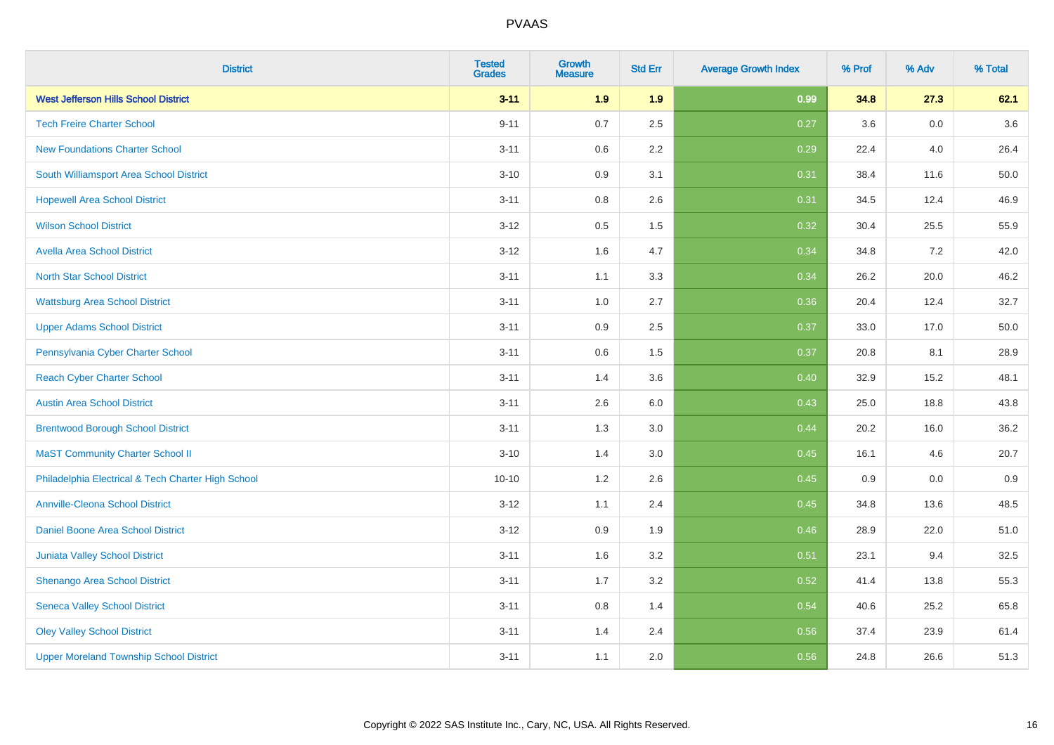| District | Tested Grades | Growth Measure | Std Err | Average Growth Index | % Prof | % Adv | % Total |
|---|---|---|---|---|---|---|---|
| **West Jefferson Hills School District** | **3-11** | **1.9** | **1.9** | **0.99** | **34.8** | **27.3** | **62.1** |
| Tech Freire Charter School | 9-11 | 0.7 | 2.5 | 0.27 | 3.6 | 0.0 | 3.6 |
| New Foundations Charter School | 3-11 | 0.6 | 2.2 | 0.29 | 22.4 | 4.0 | 26.4 |
| South Williamsport Area School District | 3-10 | 0.9 | 3.1 | 0.31 | 38.4 | 11.6 | 50.0 |
| Hopewell Area School District | 3-11 | 0.8 | 2.6 | 0.31 | 34.5 | 12.4 | 46.9 |
| Wilson School District | 3-12 | 0.5 | 1.5 | 0.32 | 30.4 | 25.5 | 55.9 |
| Avella Area School District | 3-12 | 1.6 | 4.7 | 0.34 | 34.8 | 7.2 | 42.0 |
| North Star School District | 3-11 | 1.1 | 3.3 | 0.34 | 26.2 | 20.0 | 46.2 |
| Wattsburg Area School District | 3-11 | 1.0 | 2.7 | 0.36 | 20.4 | 12.4 | 32.7 |
| Upper Adams School District | 3-11 | 0.9 | 2.5 | 0.37 | 33.0 | 17.0 | 50.0 |
| Pennsylvania Cyber Charter School | 3-11 | 0.6 | 1.5 | 0.37 | 20.8 | 8.1 | 28.9 |
| Reach Cyber Charter School | 3-11 | 1.4 | 3.6 | 0.40 | 32.9 | 15.2 | 48.1 |
| Austin Area School District | 3-11 | 2.6 | 6.0 | 0.43 | 25.0 | 18.8 | 43.8 |
| Brentwood Borough School District | 3-11 | 1.3 | 3.0 | 0.44 | 20.2 | 16.0 | 36.2 |
| MaST Community Charter School II | 3-10 | 1.4 | 3.0 | 0.45 | 16.1 | 4.6 | 20.7 |
| Philadelphia Electrical & Tech Charter High School | 10-10 | 1.2 | 2.6 | 0.45 | 0.9 | 0.0 | 0.9 |
| Annville-Cleona School District | 3-12 | 1.1 | 2.4 | 0.45 | 34.8 | 13.6 | 48.5 |
| Daniel Boone Area School District | 3-12 | 0.9 | 1.9 | 0.46 | 28.9 | 22.0 | 51.0 |
| Juniata Valley School District | 3-11 | 1.6 | 3.2 | 0.51 | 23.1 | 9.4 | 32.5 |
| Shenango Area School District | 3-11 | 1.7 | 3.2 | 0.52 | 41.4 | 13.8 | 55.3 |
| Seneca Valley School District | 3-11 | 0.8 | 1.4 | 0.54 | 40.6 | 25.2 | 65.8 |
| Oley Valley School District | 3-11 | 1.4 | 2.4 | 0.56 | 37.4 | 23.9 | 61.4 |
| Upper Moreland Township School District | 3-11 | 1.1 | 2.0 | 0.56 | 24.8 | 26.6 | 51.3 |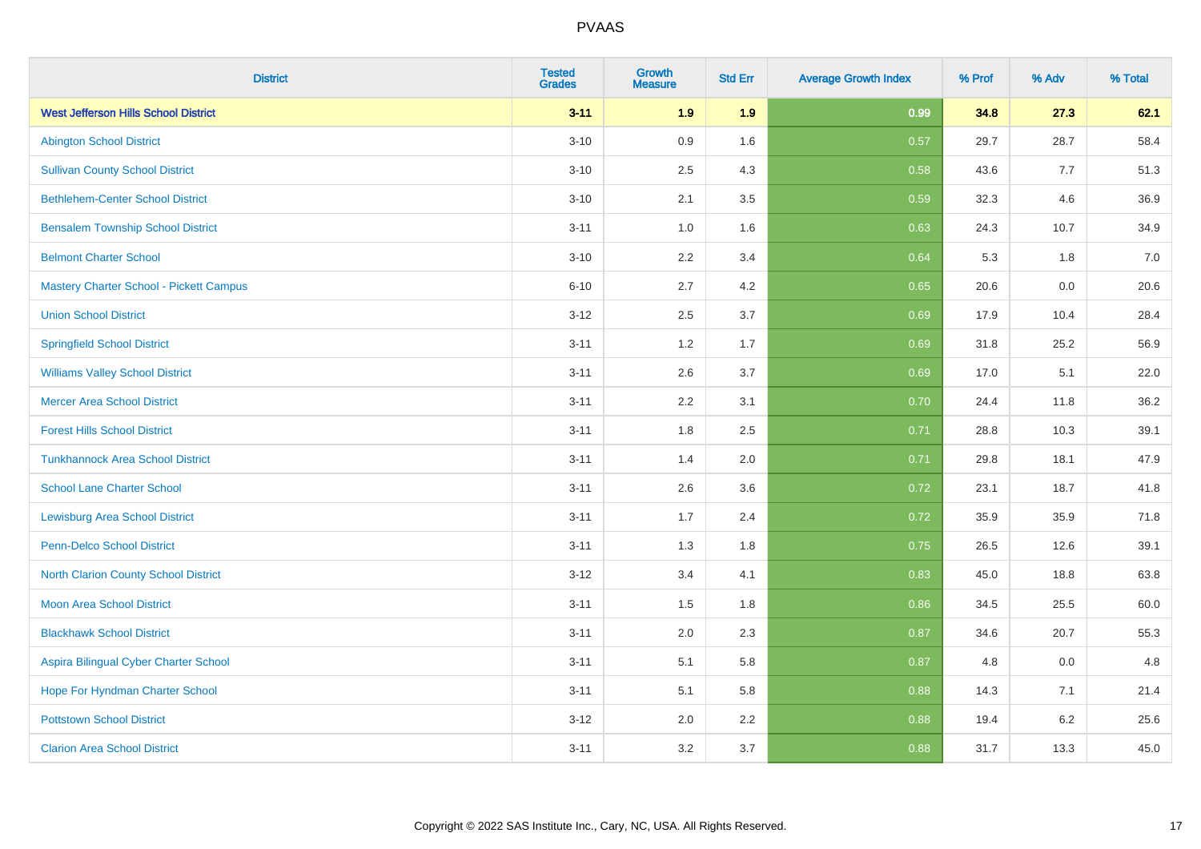| District | Tested Grades | Growth Measure | Std Err | Average Growth Index | % Prof | % Adv | % Total |
|---|---|---|---|---|---|---|---|
| **West Jefferson Hills School District** | **3-11** | **1.9** | **1.9** | **0.99** | **34.8** | **27.3** | **62.1** |
| Abington School District | 3-10 | 0.9 | 1.6 | 0.57 | 29.7 | 28.7 | 58.4 |
| Sullivan County School District | 3-10 | 2.5 | 4.3 | 0.58 | 43.6 | 7.7 | 51.3 |
| Bethlehem-Center School District | 3-10 | 2.1 | 3.5 | 0.59 | 32.3 | 4.6 | 36.9 |
| Bensalem Township School District | 3-11 | 1.0 | 1.6 | 0.63 | 24.3 | 10.7 | 34.9 |
| Belmont Charter School | 3-10 | 2.2 | 3.4 | 0.64 | 5.3 | 1.8 | 7.0 |
| Mastery Charter School - Pickett Campus | 6-10 | 2.7 | 4.2 | 0.65 | 20.6 | 0.0 | 20.6 |
| Union School District | 3-12 | 2.5 | 3.7 | 0.69 | 17.9 | 10.4 | 28.4 |
| Springfield School District | 3-11 | 1.2 | 1.7 | 0.69 | 31.8 | 25.2 | 56.9 |
| Williams Valley School District | 3-11 | 2.6 | 3.7 | 0.69 | 17.0 | 5.1 | 22.0 |
| Mercer Area School District | 3-11 | 2.2 | 3.1 | 0.70 | 24.4 | 11.8 | 36.2 |
| Forest Hills School District | 3-11 | 1.8 | 2.5 | 0.71 | 28.8 | 10.3 | 39.1 |
| Tunkhannock Area School District | 3-11 | 1.4 | 2.0 | 0.71 | 29.8 | 18.1 | 47.9 |
| School Lane Charter School | 3-11 | 2.6 | 3.6 | 0.72 | 23.1 | 18.7 | 41.8 |
| Lewisburg Area School District | 3-11 | 1.7 | 2.4 | 0.72 | 35.9 | 35.9 | 71.8 |
| Penn-Delco School District | 3-11 | 1.3 | 1.8 | 0.75 | 26.5 | 12.6 | 39.1 |
| North Clarion County School District | 3-12 | 3.4 | 4.1 | 0.83 | 45.0 | 18.8 | 63.8 |
| Moon Area School District | 3-11 | 1.5 | 1.8 | 0.86 | 34.5 | 25.5 | 60.0 |
| Blackhawk School District | 3-11 | 2.0 | 2.3 | 0.87 | 34.6 | 20.7 | 55.3 |
| Aspira Bilingual Cyber Charter School | 3-11 | 5.1 | 5.8 | 0.87 | 4.8 | 0.0 | 4.8 |
| Hope For Hyndman Charter School | 3-11 | 5.1 | 5.8 | 0.88 | 14.3 | 7.1 | 21.4 |
| Pottstown School District | 3-12 | 2.0 | 2.2 | 0.88 | 19.4 | 6.2 | 25.6 |
| Clarion Area School District | 3-11 | 3.2 | 3.7 | 0.88 | 31.7 | 13.3 | 45.0 |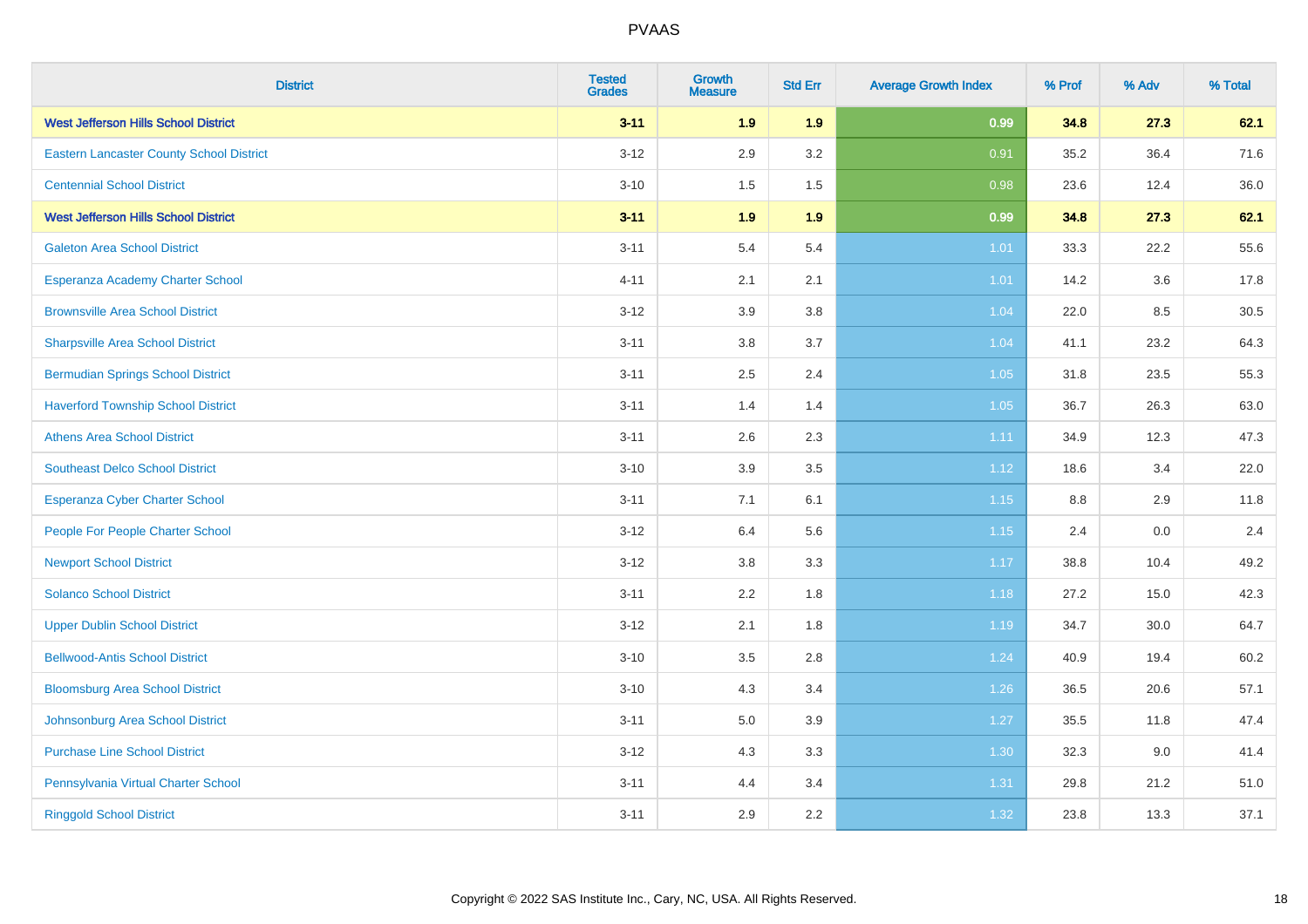| District | Tested Grades | Growth Measure | Std Err | Average Growth Index | % Prof | % Adv | % Total |
|---|---|---|---|---|---|---|---|
| **West Jefferson Hills School District** | **3-11** | **1.9** | **1.9** | **0.99** | **34.8** | **27.3** | **62.1** |
| Eastern Lancaster County School District | 3-12 | 2.9 | 3.2 | 0.91 | 35.2 | 36.4 | 71.6 |
| Centennial School District | 3-10 | 1.5 | 1.5 | 0.98 | 23.6 | 12.4 | 36.0 |
| **West Jefferson Hills School District** | **3-11** | **1.9** | **1.9** | **0.99** | **34.8** | **27.3** | **62.1** |
| Galeton Area School District | 3-11 | 5.4 | 5.4 | 1.01 | 33.3 | 22.2 | 55.6 |
| Esperanza Academy Charter School | 4-11 | 2.1 | 2.1 | 1.01 | 14.2 | 3.6 | 17.8 |
| Brownsville Area School District | 3-12 | 3.9 | 3.8 | 1.04 | 22.0 | 8.5 | 30.5 |
| Sharpsville Area School District | 3-11 | 3.8 | 3.7 | 1.04 | 41.1 | 23.2 | 64.3 |
| Bermudian Springs School District | 3-11 | 2.5 | 2.4 | 1.05 | 31.8 | 23.5 | 55.3 |
| Haverford Township School District | 3-11 | 1.4 | 1.4 | 1.05 | 36.7 | 26.3 | 63.0 |
| Athens Area School District | 3-11 | 2.6 | 2.3 | 1.11 | 34.9 | 12.3 | 47.3 |
| Southeast Delco School District | 3-10 | 3.9 | 3.5 | 1.12 | 18.6 | 3.4 | 22.0 |
| Esperanza Cyber Charter School | 3-11 | 7.1 | 6.1 | 1.15 | 8.8 | 2.9 | 11.8 |
| People For People Charter School | 3-12 | 6.4 | 5.6 | 1.15 | 2.4 | 0.0 | 2.4 |
| Newport School District | 3-12 | 3.8 | 3.3 | 1.17 | 38.8 | 10.4 | 49.2 |
| Solanco School District | 3-11 | 2.2 | 1.8 | 1.18 | 27.2 | 15.0 | 42.3 |
| Upper Dublin School District | 3-12 | 2.1 | 1.8 | 1.19 | 34.7 | 30.0 | 64.7 |
| Bellwood-Antis School District | 3-10 | 3.5 | 2.8 | 1.24 | 40.9 | 19.4 | 60.2 |
| Bloomsburg Area School District | 3-10 | 4.3 | 3.4 | 1.26 | 36.5 | 20.6 | 57.1 |
| Johnsonburg Area School District | 3-11 | 5.0 | 3.9 | 1.27 | 35.5 | 11.8 | 47.4 |
| Purchase Line School District | 3-12 | 4.3 | 3.3 | 1.30 | 32.3 | 9.0 | 41.4 |
| Pennsylvania Virtual Charter School | 3-11 | 4.4 | 3.4 | 1.31 | 29.8 | 21.2 | 51.0 |
| Ringgold School District | 3-11 | 2.9 | 2.2 | 1.32 | 23.8 | 13.3 | 37.1 |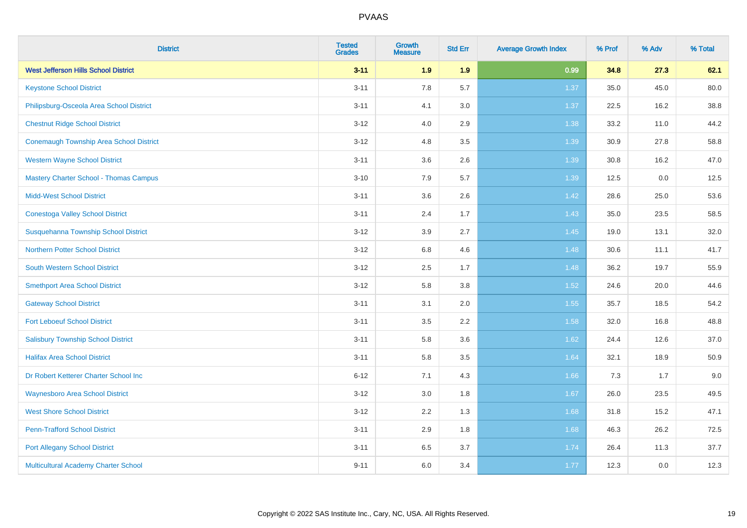| District | Tested Grades | Growth Measure | Std Err | Average Growth Index | % Prof | % Adv | % Total |
|---|---|---|---|---|---|---|---|
| **West Jefferson Hills School District** | **3-11** | **1.9** | **1.9** | **0.99** | **34.8** | **27.3** | **62.1** |
| Keystone School District | 3-11 | 7.8 | 5.7 | 1.37 | 35.0 | 45.0 | 80.0 |
| Philipsburg-Osceola Area School District | 3-11 | 4.1 | 3.0 | 1.37 | 22.5 | 16.2 | 38.8 |
| Chestnut Ridge School District | 3-12 | 4.0 | 2.9 | 1.38 | 33.2 | 11.0 | 44.2 |
| Conemaugh Township Area School District | 3-12 | 4.8 | 3.5 | 1.39 | 30.9 | 27.8 | 58.8 |
| Western Wayne School District | 3-11 | 3.6 | 2.6 | 1.39 | 30.8 | 16.2 | 47.0 |
| Mastery Charter School - Thomas Campus | 3-10 | 7.9 | 5.7 | 1.39 | 12.5 | 0.0 | 12.5 |
| Midd-West School District | 3-11 | 3.6 | 2.6 | 1.42 | 28.6 | 25.0 | 53.6 |
| Conestoga Valley School District | 3-11 | 2.4 | 1.7 | 1.43 | 35.0 | 23.5 | 58.5 |
| Susquehanna Township School District | 3-12 | 3.9 | 2.7 | 1.45 | 19.0 | 13.1 | 32.0 |
| Northern Potter School District | 3-12 | 6.8 | 4.6 | 1.48 | 30.6 | 11.1 | 41.7 |
| South Western School District | 3-12 | 2.5 | 1.7 | 1.48 | 36.2 | 19.7 | 55.9 |
| Smethport Area School District | 3-12 | 5.8 | 3.8 | 1.52 | 24.6 | 20.0 | 44.6 |
| Gateway School District | 3-11 | 3.1 | 2.0 | 1.55 | 35.7 | 18.5 | 54.2 |
| Fort Leboeuf School District | 3-11 | 3.5 | 2.2 | 1.58 | 32.0 | 16.8 | 48.8 |
| Salisbury Township School District | 3-11 | 5.8 | 3.6 | 1.62 | 24.4 | 12.6 | 37.0 |
| Halifax Area School District | 3-11 | 5.8 | 3.5 | 1.64 | 32.1 | 18.9 | 50.9 |
| Dr Robert Ketterer Charter School Inc | 6-12 | 7.1 | 4.3 | 1.66 | 7.3 | 1.7 | 9.0 |
| Waynesboro Area School District | 3-12 | 3.0 | 1.8 | 1.67 | 26.0 | 23.5 | 49.5 |
| West Shore School District | 3-12 | 2.2 | 1.3 | 1.68 | 31.8 | 15.2 | 47.1 |
| Penn-Trafford School District | 3-11 | 2.9 | 1.8 | 1.68 | 46.3 | 26.2 | 72.5 |
| Port Allegany School District | 3-11 | 6.5 | 3.7 | 1.74 | 26.4 | 11.3 | 37.7 |
| Multicultural Academy Charter School | 9-11 | 6.0 | 3.4 | 1.77 | 12.3 | 0.0 | 12.3 |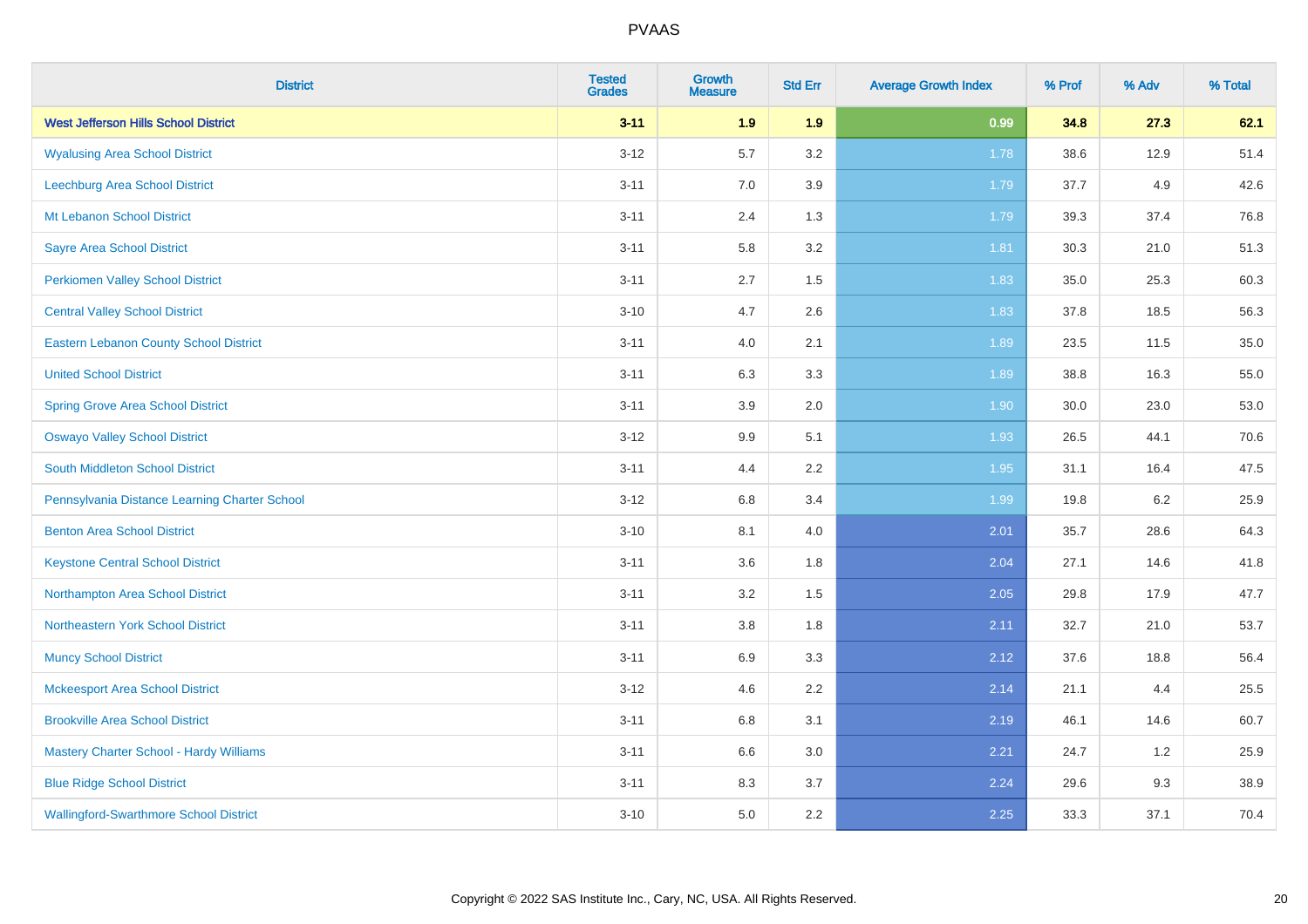# PVAAS

| District | Tested Grades | Growth Measure | Std Err | Average Growth Index | % Prof | % Adv | % Total |
|---|---|---|---|---|---|---|---|
| **West Jefferson Hills School District** | **3-11** | **1.9** | **1.9** | **0.99** | **34.8** | **27.3** | **62.1** |
| Wyalusing Area School District | 3-12 | 5.7 | 3.2 | 1.78 | 38.6 | 12.9 | 51.4 |
| Leechburg Area School District | 3-11 | 7.0 | 3.9 | 1.79 | 37.7 | 4.9 | 42.6 |
| Mt Lebanon School District | 3-11 | 2.4 | 1.3 | 1.79 | 39.3 | 37.4 | 76.8 |
| Sayre Area School District | 3-11 | 5.8 | 3.2 | 1.81 | 30.3 | 21.0 | 51.3 |
| Perkiomen Valley School District | 3-11 | 2.7 | 1.5 | 1.83 | 35.0 | 25.3 | 60.3 |
| Central Valley School District | 3-10 | 4.7 | 2.6 | 1.83 | 37.8 | 18.5 | 56.3 |
| Eastern Lebanon County School District | 3-11 | 4.0 | 2.1 | 1.89 | 23.5 | 11.5 | 35.0 |
| United School District | 3-11 | 6.3 | 3.3 | 1.89 | 38.8 | 16.3 | 55.0 |
| Spring Grove Area School District | 3-11 | 3.9 | 2.0 | 1.90 | 30.0 | 23.0 | 53.0 |
| Oswayo Valley School District | 3-12 | 9.9 | 5.1 | 1.93 | 26.5 | 44.1 | 70.6 |
| South Middleton School District | 3-11 | 4.4 | 2.2 | 1.95 | 31.1 | 16.4 | 47.5 |
| Pennsylvania Distance Learning Charter School | 3-12 | 6.8 | 3.4 | 1.99 | 19.8 | 6.2 | 25.9 |
| Benton Area School District | 3-10 | 8.1 | 4.0 | 2.01 | 35.7 | 28.6 | 64.3 |
| Keystone Central School District | 3-11 | 3.6 | 1.8 | 2.04 | 27.1 | 14.6 | 41.8 |
| Northampton Area School District | 3-11 | 3.2 | 1.5 | 2.05 | 29.8 | 17.9 | 47.7 |
| Northeastern York School District | 3-11 | 3.8 | 1.8 | 2.11 | 32.7 | 21.0 | 53.7 |
| Muncy School District | 3-11 | 6.9 | 3.3 | 2.12 | 37.6 | 18.8 | 56.4 |
| Mckeesport Area School District | 3-12 | 4.6 | 2.2 | 2.14 | 21.1 | 4.4 | 25.5 |
| Brookville Area School District | 3-11 | 6.8 | 3.1 | 2.19 | 46.1 | 14.6 | 60.7 |
| Mastery Charter School - Hardy Williams | 3-11 | 6.6 | 3.0 | 2.21 | 24.7 | 1.2 | 25.9 |
| Blue Ridge School District | 3-11 | 8.3 | 3.7 | 2.24 | 29.6 | 9.3 | 38.9 |
| Wallingford-Swarthmore School District | 3-10 | 5.0 | 2.2 | 2.25 | 33.3 | 37.1 | 70.4 |

Copyright © 2022 SAS Institute Inc., Cary, NC, USA. All Rights Reserved.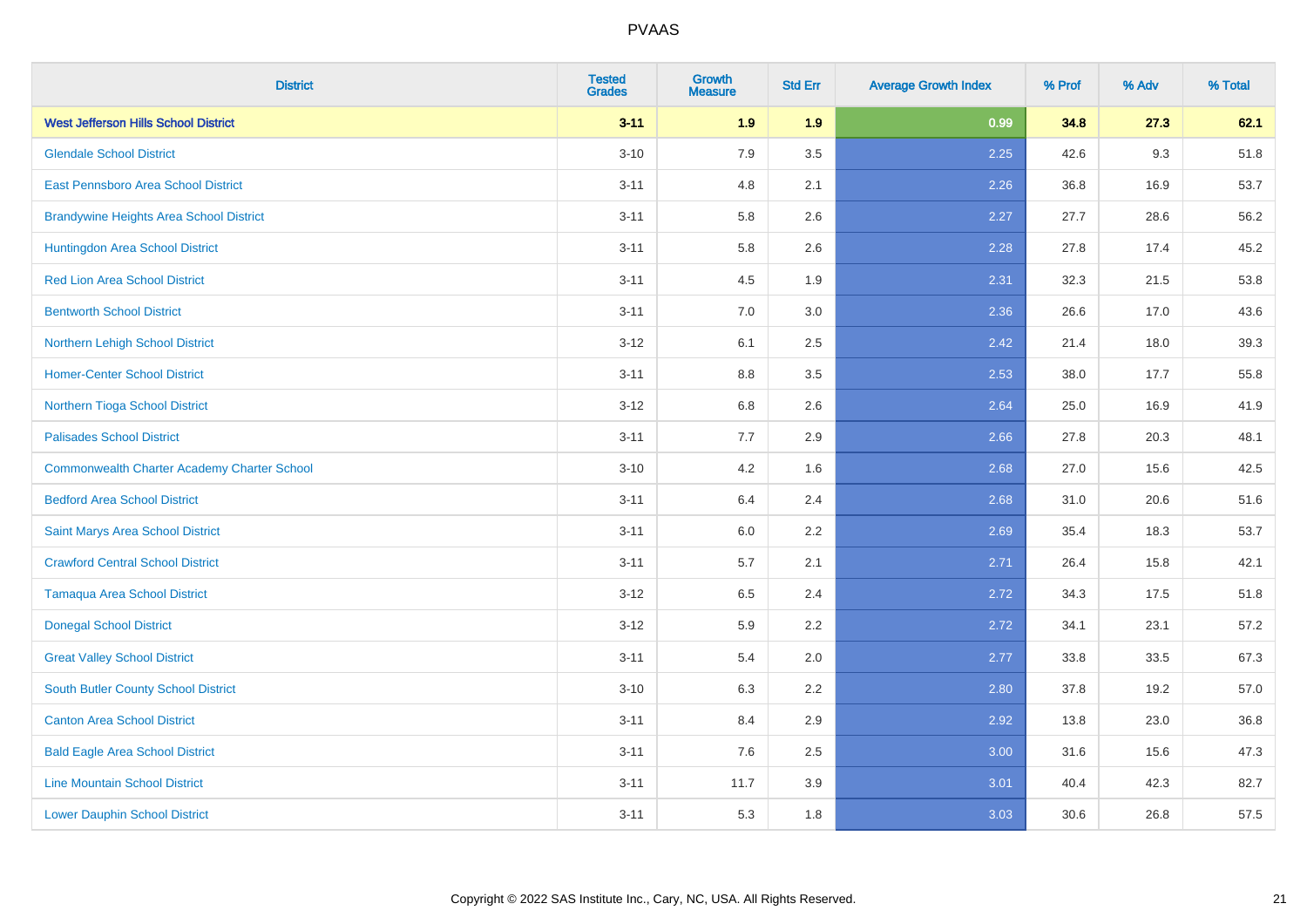# PVAAS

| District | Tested Grades | Growth Measure | Std Err | Average Growth Index | % Prof | % Adv | % Total |
|---|---|---|---|---|---|---|---|
| **West Jefferson Hills School District** | **3-11** | **1.9** | **1.9** | **0.99** | **34.8** | **27.3** | **62.1** |
| Glendale School District | 3-10 | 7.9 | 3.5 | 2.25 | 42.6 | 9.3 | 51.8 |
| East Pennsboro Area School District | 3-11 | 4.8 | 2.1 | 2.26 | 36.8 | 16.9 | 53.7 |
| Brandywine Heights Area School District | 3-11 | 5.8 | 2.6 | 2.27 | 27.7 | 28.6 | 56.2 |
| Huntingdon Area School District | 3-11 | 5.8 | 2.6 | 2.28 | 27.8 | 17.4 | 45.2 |
| Red Lion Area School District | 3-11 | 4.5 | 1.9 | 2.31 | 32.3 | 21.5 | 53.8 |
| Bentworth School District | 3-11 | 7.0 | 3.0 | 2.36 | 26.6 | 17.0 | 43.6 |
| Northern Lehigh School District | 3-12 | 6.1 | 2.5 | 2.42 | 21.4 | 18.0 | 39.3 |
| Homer-Center School District | 3-11 | 8.8 | 3.5 | 2.53 | 38.0 | 17.7 | 55.8 |
| Northern Tioga School District | 3-12 | 6.8 | 2.6 | 2.64 | 25.0 | 16.9 | 41.9 |
| Palisades School District | 3-11 | 7.7 | 2.9 | 2.66 | 27.8 | 20.3 | 48.1 |
| Commonwealth Charter Academy Charter School | 3-10 | 4.2 | 1.6 | 2.68 | 27.0 | 15.6 | 42.5 |
| Bedford Area School District | 3-11 | 6.4 | 2.4 | 2.68 | 31.0 | 20.6 | 51.6 |
| Saint Marys Area School District | 3-11 | 6.0 | 2.2 | 2.69 | 35.4 | 18.3 | 53.7 |
| Crawford Central School District | 3-11 | 5.7 | 2.1 | 2.71 | 26.4 | 15.8 | 42.1 |
| Tamaqua Area School District | 3-12 | 6.5 | 2.4 | 2.72 | 34.3 | 17.5 | 51.8 |
| Donegal School District | 3-12 | 5.9 | 2.2 | 2.72 | 34.1 | 23.1 | 57.2 |
| Great Valley School District | 3-11 | 5.4 | 2.0 | 2.77 | 33.8 | 33.5 | 67.3 |
| South Butler County School District | 3-10 | 6.3 | 2.2 | 2.80 | 37.8 | 19.2 | 57.0 |
| Canton Area School District | 3-11 | 8.4 | 2.9 | 2.92 | 13.8 | 23.0 | 36.8 |
| Bald Eagle Area School District | 3-11 | 7.6 | 2.5 | 3.00 | 31.6 | 15.6 | 47.3 |
| Line Mountain School District | 3-11 | 11.7 | 3.9 | 3.01 | 40.4 | 42.3 | 82.7 |
| Lower Dauphin School District | 3-11 | 5.3 | 1.8 | 3.03 | 30.6 | 26.8 | 57.5 |

Copyright © 2022 SAS Institute Inc., Cary, NC, USA. All Rights Reserved.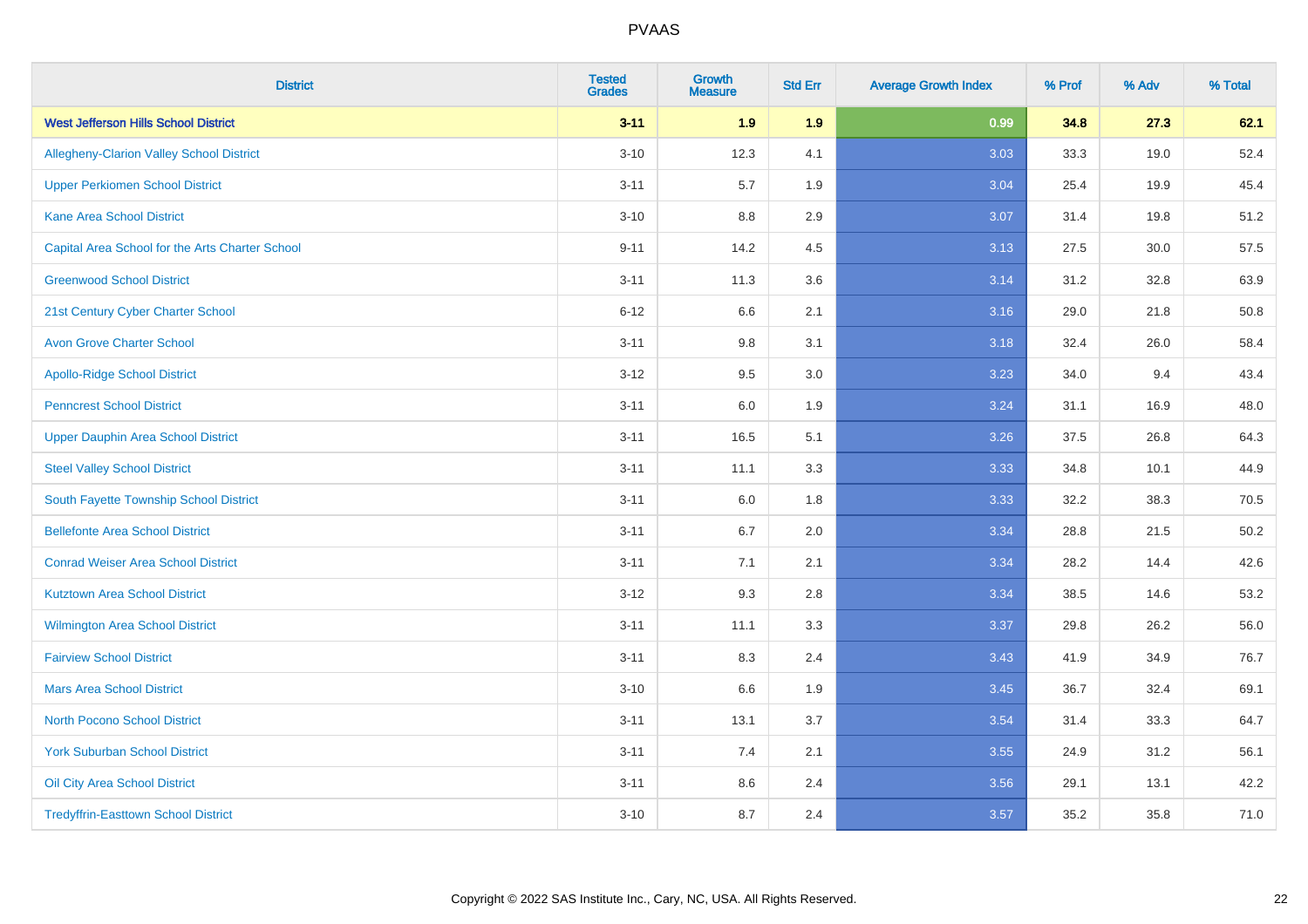# PVAAS

| District | Tested Grades | Growth Measure | Std Err | Average Growth Index | % Prof | % Adv | % Total |
|---|---|---|---|---|---|---|---|
| **West Jefferson Hills School District** | **3-11** | **1.9** | **1.9** | **0.99** | **34.8** | **27.3** | **62.1** |
| Allegheny-Clarion Valley School District | 3-10 | 12.3 | 4.1 | 3.03 | 33.3 | 19.0 | 52.4 |
| Upper Perkiomen School District | 3-11 | 5.7 | 1.9 | 3.04 | 25.4 | 19.9 | 45.4 |
| Kane Area School District | 3-10 | 8.8 | 2.9 | 3.07 | 31.4 | 19.8 | 51.2 |
| Capital Area School for the Arts Charter School | 9-11 | 14.2 | 4.5 | 3.13 | 27.5 | 30.0 | 57.5 |
| Greenwood School District | 3-11 | 11.3 | 3.6 | 3.14 | 31.2 | 32.8 | 63.9 |
| 21st Century Cyber Charter School | 6-12 | 6.6 | 2.1 | 3.16 | 29.0 | 21.8 | 50.8 |
| Avon Grove Charter School | 3-11 | 9.8 | 3.1 | 3.18 | 32.4 | 26.0 | 58.4 |
| Apollo-Ridge School District | 3-12 | 9.5 | 3.0 | 3.23 | 34.0 | 9.4 | 43.4 |
| Penncrest School District | 3-11 | 6.0 | 1.9 | 3.24 | 31.1 | 16.9 | 48.0 |
| Upper Dauphin Area School District | 3-11 | 16.5 | 5.1 | 3.26 | 37.5 | 26.8 | 64.3 |
| Steel Valley School District | 3-11 | 11.1 | 3.3 | 3.33 | 34.8 | 10.1 | 44.9 |
| South Fayette Township School District | 3-11 | 6.0 | 1.8 | 3.33 | 32.2 | 38.3 | 70.5 |
| Bellefonte Area School District | 3-11 | 6.7 | 2.0 | 3.34 | 28.8 | 21.5 | 50.2 |
| Conrad Weiser Area School District | 3-11 | 7.1 | 2.1 | 3.34 | 28.2 | 14.4 | 42.6 |
| Kutztown Area School District | 3-12 | 9.3 | 2.8 | 3.34 | 38.5 | 14.6 | 53.2 |
| Wilmington Area School District | 3-11 | 11.1 | 3.3 | 3.37 | 29.8 | 26.2 | 56.0 |
| Fairview School District | 3-11 | 8.3 | 2.4 | 3.43 | 41.9 | 34.9 | 76.7 |
| Mars Area School District | 3-10 | 6.6 | 1.9 | 3.45 | 36.7 | 32.4 | 69.1 |
| North Pocono School District | 3-11 | 13.1 | 3.7 | 3.54 | 31.4 | 33.3 | 64.7 |
| York Suburban School District | 3-11 | 7.4 | 2.1 | 3.55 | 24.9 | 31.2 | 56.1 |
| Oil City Area School District | 3-11 | 8.6 | 2.4 | 3.56 | 29.1 | 13.1 | 42.2 |
| Tredyffrin-Easttown School District | 3-10 | 8.7 | 2.4 | 3.57 | 35.2 | 35.8 | 71.0 |

Copyright © 2022 SAS Institute Inc., Cary, NC, USA. All Rights Reserved.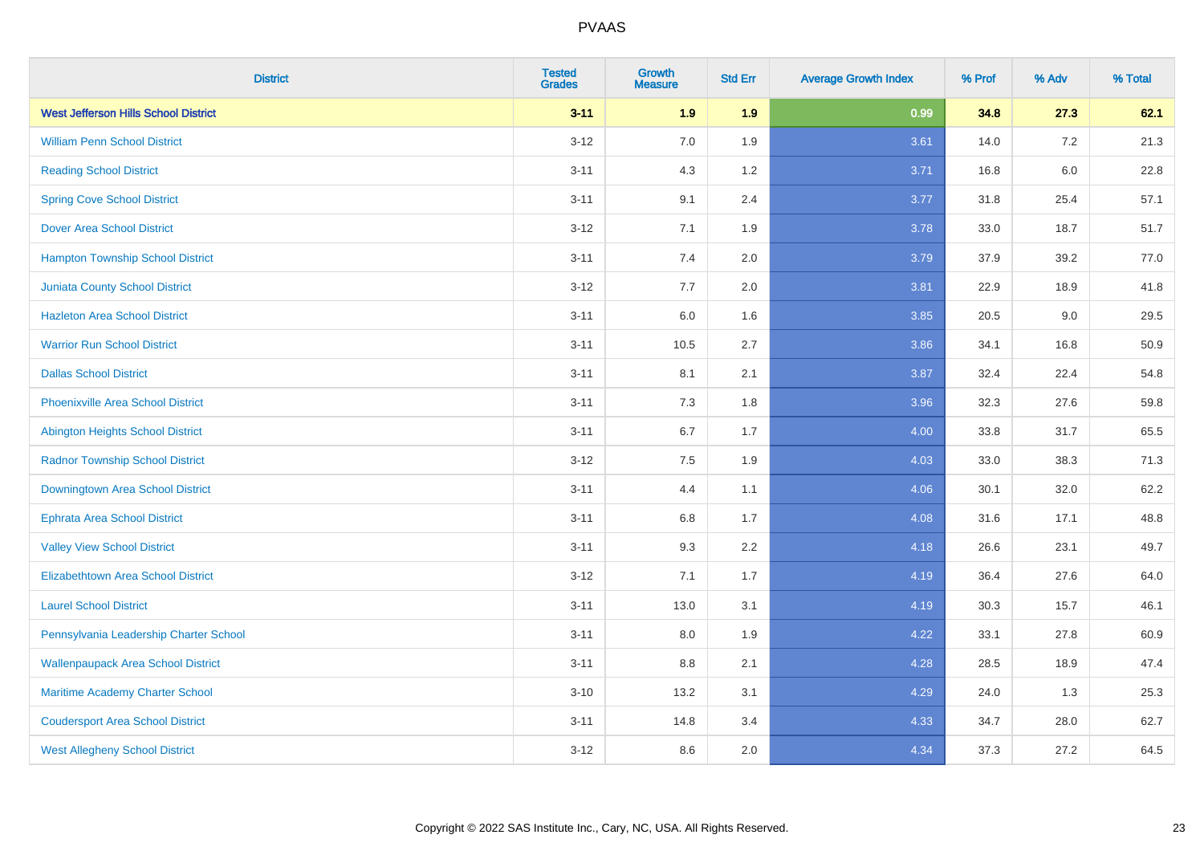| District | Tested Grades | Growth Measure | Std Err | Average Growth Index | % Prof | % Adv | % Total |
|---|---|---|---|---|---|---|---|
| **West Jefferson Hills School District** | **3-11** | **1.9** | **1.9** | **0.99** | **34.8** | **27.3** | **62.1** |
| William Penn School District | 3-12 | 7.0 | 1.9 | 3.61 | 14.0 | 7.2 | 21.3 |
| Reading School District | 3-11 | 4.3 | 1.2 | 3.71 | 16.8 | 6.0 | 22.8 |
| Spring Cove School District | 3-11 | 9.1 | 2.4 | 3.77 | 31.8 | 25.4 | 57.1 |
| Dover Area School District | 3-12 | 7.1 | 1.9 | 3.78 | 33.0 | 18.7 | 51.7 |
| Hampton Township School District | 3-11 | 7.4 | 2.0 | 3.79 | 37.9 | 39.2 | 77.0 |
| Juniata County School District | 3-12 | 7.7 | 2.0 | 3.81 | 22.9 | 18.9 | 41.8 |
| Hazleton Area School District | 3-11 | 6.0 | 1.6 | 3.85 | 20.5 | 9.0 | 29.5 |
| Warrior Run School District | 3-11 | 10.5 | 2.7 | 3.86 | 34.1 | 16.8 | 50.9 |
| Dallas School District | 3-11 | 8.1 | 2.1 | 3.87 | 32.4 | 22.4 | 54.8 |
| Phoenixville Area School District | 3-11 | 7.3 | 1.8 | 3.96 | 32.3 | 27.6 | 59.8 |
| Abington Heights School District | 3-11 | 6.7 | 1.7 | 4.00 | 33.8 | 31.7 | 65.5 |
| Radnor Township School District | 3-12 | 7.5 | 1.9 | 4.03 | 33.0 | 38.3 | 71.3 |
| Downingtown Area School District | 3-11 | 4.4 | 1.1 | 4.06 | 30.1 | 32.0 | 62.2 |
| Ephrata Area School District | 3-11 | 6.8 | 1.7 | 4.08 | 31.6 | 17.1 | 48.8 |
| Valley View School District | 3-11 | 9.3 | 2.2 | 4.18 | 26.6 | 23.1 | 49.7 |
| Elizabethtown Area School District | 3-12 | 7.1 | 1.7 | 4.19 | 36.4 | 27.6 | 64.0 |
| Laurel School District | 3-11 | 13.0 | 3.1 | 4.19 | 30.3 | 15.7 | 46.1 |
| Pennsylvania Leadership Charter School | 3-11 | 8.0 | 1.9 | 4.22 | 33.1 | 27.8 | 60.9 |
| Wallenpaupack Area School District | 3-11 | 8.8 | 2.1 | 4.28 | 28.5 | 18.9 | 47.4 |
| Maritime Academy Charter School | 3-10 | 13.2 | 3.1 | 4.29 | 24.0 | 1.3 | 25.3 |
| Coudersport Area School District | 3-11 | 14.8 | 3.4 | 4.33 | 34.7 | 28.0 | 62.7 |
| West Allegheny School District | 3-12 | 8.6 | 2.0 | 4.34 | 37.3 | 27.2 | 64.5 |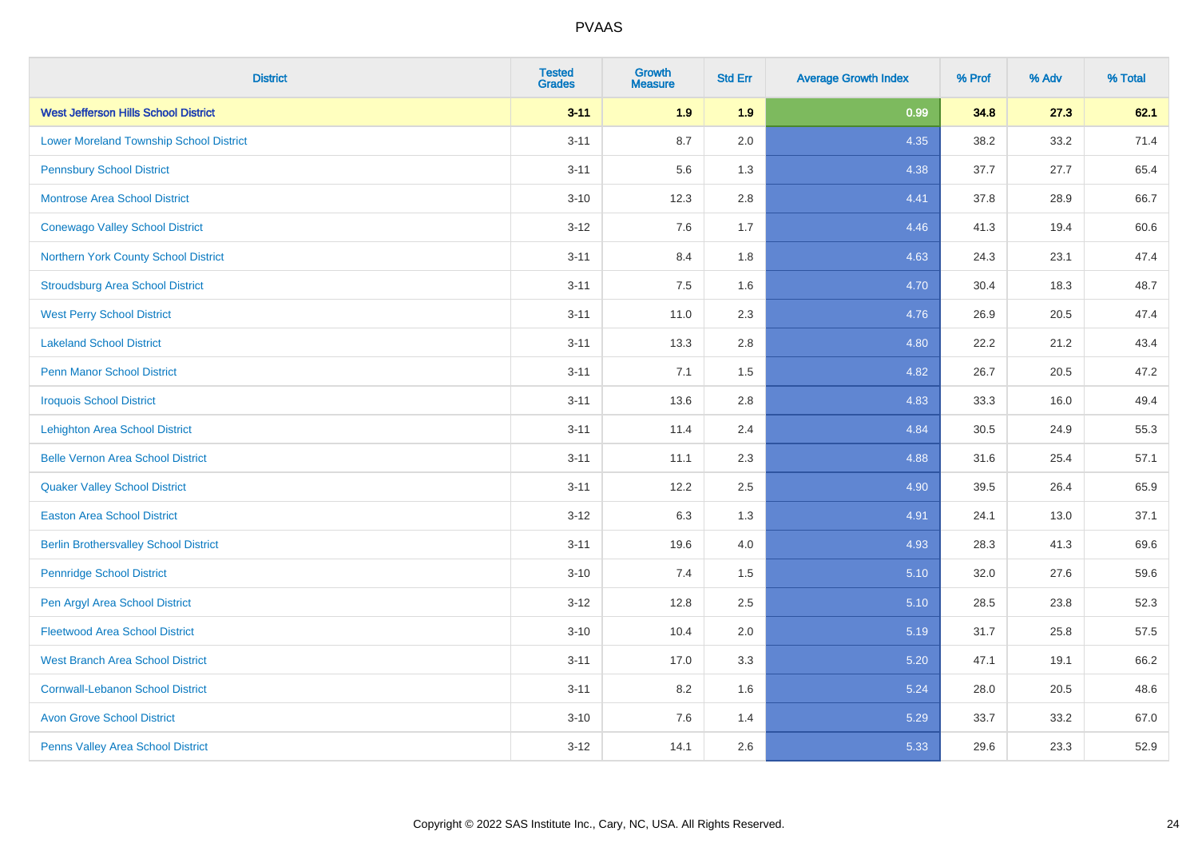| District | Tested Grades | Growth Measure | Std Err | Average Growth Index | % Prof | % Adv | % Total |
|---|---|---|---|---|---|---|---|
| **West Jefferson Hills School District** | **3-11** | **1.9** | **1.9** | **0.99** | **34.8** | **27.3** | **62.1** |
| Lower Moreland Township School District | 3-11 | 8.7 | 2.0 | 4.35 | 38.2 | 33.2 | 71.4 |
| Pennsbury School District | 3-11 | 5.6 | 1.3 | 4.38 | 37.7 | 27.7 | 65.4 |
| Montrose Area School District | 3-10 | 12.3 | 2.8 | 4.41 | 37.8 | 28.9 | 66.7 |
| Conewago Valley School District | 3-12 | 7.6 | 1.7 | 4.46 | 41.3 | 19.4 | 60.6 |
| Northern York County School District | 3-11 | 8.4 | 1.8 | 4.63 | 24.3 | 23.1 | 47.4 |
| Stroudsburg Area School District | 3-11 | 7.5 | 1.6 | 4.70 | 30.4 | 18.3 | 48.7 |
| West Perry School District | 3-11 | 11.0 | 2.3 | 4.76 | 26.9 | 20.5 | 47.4 |
| Lakeland School District | 3-11 | 13.3 | 2.8 | 4.80 | 22.2 | 21.2 | 43.4 |
| Penn Manor School District | 3-11 | 7.1 | 1.5 | 4.82 | 26.7 | 20.5 | 47.2 |
| Iroquois School District | 3-11 | 13.6 | 2.8 | 4.83 | 33.3 | 16.0 | 49.4 |
| Lehighton Area School District | 3-11 | 11.4 | 2.4 | 4.84 | 30.5 | 24.9 | 55.3 |
| Belle Vernon Area School District | 3-11 | 11.1 | 2.3 | 4.88 | 31.6 | 25.4 | 57.1 |
| Quaker Valley School District | 3-11 | 12.2 | 2.5 | 4.90 | 39.5 | 26.4 | 65.9 |
| Easton Area School District | 3-12 | 6.3 | 1.3 | 4.91 | 24.1 | 13.0 | 37.1 |
| Berlin Brothersvalley School District | 3-11 | 19.6 | 4.0 | 4.93 | 28.3 | 41.3 | 69.6 |
| Pennridge School District | 3-10 | 7.4 | 1.5 | 5.10 | 32.0 | 27.6 | 59.6 |
| Pen Argyl Area School District | 3-12 | 12.8 | 2.5 | 5.10 | 28.5 | 23.8 | 52.3 |
| Fleetwood Area School District | 3-10 | 10.4 | 2.0 | 5.19 | 31.7 | 25.8 | 57.5 |
| West Branch Area School District | 3-11 | 17.0 | 3.3 | 5.20 | 47.1 | 19.1 | 66.2 |
| Cornwall-Lebanon School District | 3-11 | 8.2 | 1.6 | 5.24 | 28.0 | 20.5 | 48.6 |
| Avon Grove School District | 3-10 | 7.6 | 1.4 | 5.29 | 33.7 | 33.2 | 67.0 |
| Penns Valley Area School District | 3-12 | 14.1 | 2.6 | 5.33 | 29.6 | 23.3 | 52.9 |

Copyright © 2022 SAS Institute Inc., Cary, NC, USA. All Rights Reserved.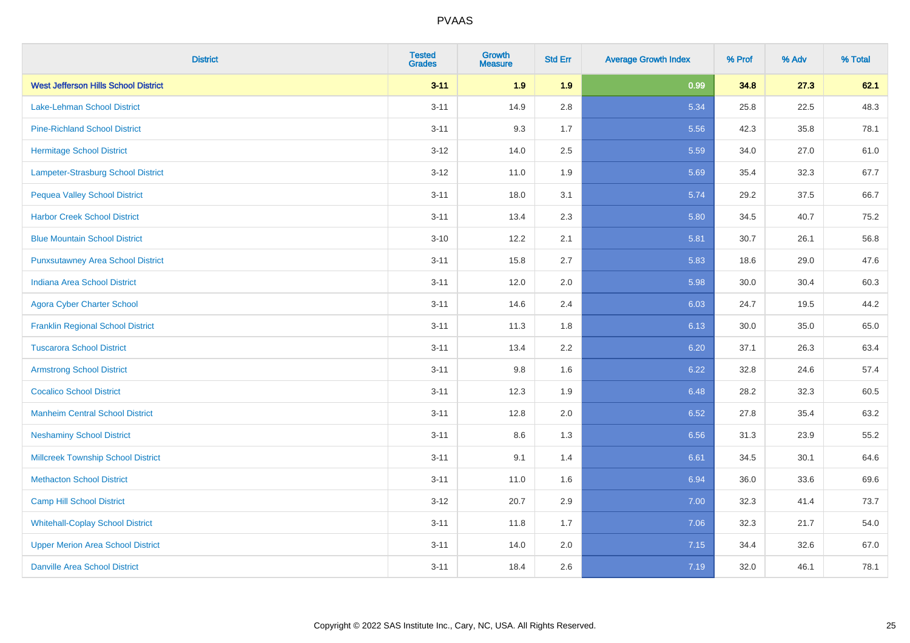| District | Tested Grades | Growth Measure | Std Err | Average Growth Index | % Prof | % Adv | % Total |
|---|---|---|---|---|---|---|---|
| **West Jefferson Hills School District** | **3-11** | **1.9** | **1.9** | **0.99** | **34.8** | **27.3** | **62.1** |
| Lake-Lehman School District | 3-11 | 14.9 | 2.8 | 5.34 | 25.8 | 22.5 | 48.3 |
| Pine-Richland School District | 3-11 | 9.3 | 1.7 | 5.56 | 42.3 | 35.8 | 78.1 |
| Hermitage School District | 3-12 | 14.0 | 2.5 | 5.59 | 34.0 | 27.0 | 61.0 |
| Lampeter-Strasburg School District | 3-12 | 11.0 | 1.9 | 5.69 | 35.4 | 32.3 | 67.7 |
| Pequea Valley School District | 3-11 | 18.0 | 3.1 | 5.74 | 29.2 | 37.5 | 66.7 |
| Harbor Creek School District | 3-11 | 13.4 | 2.3 | 5.80 | 34.5 | 40.7 | 75.2 |
| Blue Mountain School District | 3-10 | 12.2 | 2.1 | 5.81 | 30.7 | 26.1 | 56.8 |
| Punxsutawney Area School District | 3-11 | 15.8 | 2.7 | 5.83 | 18.6 | 29.0 | 47.6 |
| Indiana Area School District | 3-11 | 12.0 | 2.0 | 5.98 | 30.0 | 30.4 | 60.3 |
| Agora Cyber Charter School | 3-11 | 14.6 | 2.4 | 6.03 | 24.7 | 19.5 | 44.2 |
| Franklin Regional School District | 3-11 | 11.3 | 1.8 | 6.13 | 30.0 | 35.0 | 65.0 |
| Tuscarora School District | 3-11 | 13.4 | 2.2 | 6.20 | 37.1 | 26.3 | 63.4 |
| Armstrong School District | 3-11 | 9.8 | 1.6 | 6.22 | 32.8 | 24.6 | 57.4 |
| Cocalico School District | 3-11 | 12.3 | 1.9 | 6.48 | 28.2 | 32.3 | 60.5 |
| Manheim Central School District | 3-11 | 12.8 | 2.0 | 6.52 | 27.8 | 35.4 | 63.2 |
| Neshaminy School District | 3-11 | 8.6 | 1.3 | 6.56 | 31.3 | 23.9 | 55.2 |
| Millcreek Township School District | 3-11 | 9.1 | 1.4 | 6.61 | 34.5 | 30.1 | 64.6 |
| Methacton School District | 3-11 | 11.0 | 1.6 | 6.94 | 36.0 | 33.6 | 69.6 |
| Camp Hill School District | 3-12 | 20.7 | 2.9 | 7.00 | 32.3 | 41.4 | 73.7 |
| Whitehall-Coplay School District | 3-11 | 11.8 | 1.7 | 7.06 | 32.3 | 21.7 | 54.0 |
| Upper Merion Area School District | 3-11 | 14.0 | 2.0 | 7.15 | 34.4 | 32.6 | 67.0 |
| Danville Area School District | 3-11 | 18.4 | 2.6 | 7.19 | 32.0 | 46.1 | 78.1 |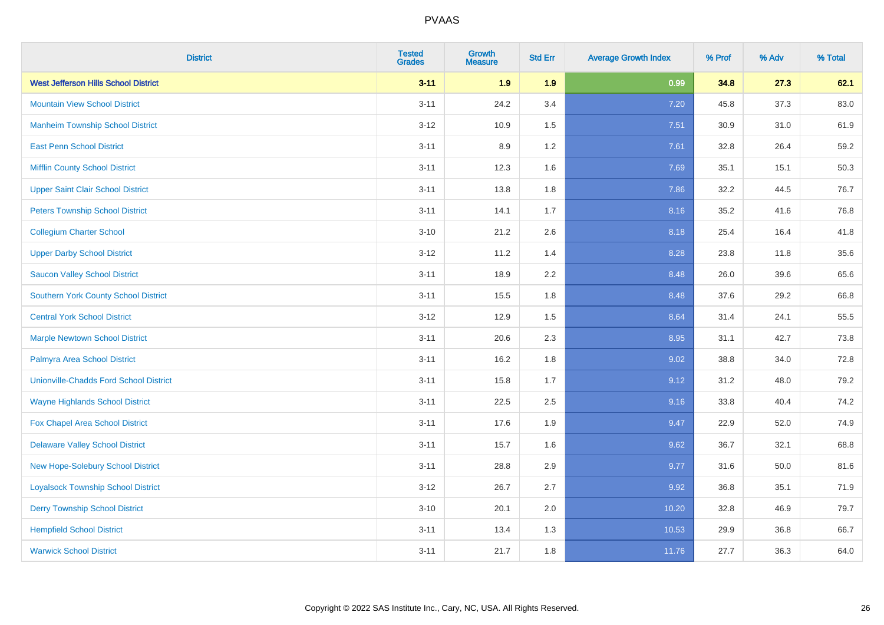| District | Tested Grades | Growth Measure | Std Err | Average Growth Index | % Prof | % Adv | % Total |
|---|---|---|---|---|---|---|---|
| **West Jefferson Hills School District** | **3-11** | **1.9** | **1.9** | **0.99** | **34.8** | **27.3** | **62.1** |
| Mountain View School District | 3-11 | 24.2 | 3.4 | 7.20 | 45.8 | 37.3 | 83.0 |
| Manheim Township School District | 3-12 | 10.9 | 1.5 | 7.51 | 30.9 | 31.0 | 61.9 |
| East Penn School District | 3-11 | 8.9 | 1.2 | 7.61 | 32.8 | 26.4 | 59.2 |
| Mifflin County School District | 3-11 | 12.3 | 1.6 | 7.69 | 35.1 | 15.1 | 50.3 |
| Upper Saint Clair School District | 3-11 | 13.8 | 1.8 | 7.86 | 32.2 | 44.5 | 76.7 |
| Peters Township School District | 3-11 | 14.1 | 1.7 | 8.16 | 35.2 | 41.6 | 76.8 |
| Collegium Charter School | 3-10 | 21.2 | 2.6 | 8.18 | 25.4 | 16.4 | 41.8 |
| Upper Darby School District | 3-12 | 11.2 | 1.4 | 8.28 | 23.8 | 11.8 | 35.6 |
| Saucon Valley School District | 3-11 | 18.9 | 2.2 | 8.48 | 26.0 | 39.6 | 65.6 |
| Southern York County School District | 3-11 | 15.5 | 1.8 | 8.48 | 37.6 | 29.2 | 66.8 |
| Central York School District | 3-12 | 12.9 | 1.5 | 8.64 | 31.4 | 24.1 | 55.5 |
| Marple Newtown School District | 3-11 | 20.6 | 2.3 | 8.95 | 31.1 | 42.7 | 73.8 |
| Palmyra Area School District | 3-11 | 16.2 | 1.8 | 9.02 | 38.8 | 34.0 | 72.8 |
| Unionville-Chadds Ford School District | 3-11 | 15.8 | 1.7 | 9.12 | 31.2 | 48.0 | 79.2 |
| Wayne Highlands School District | 3-11 | 22.5 | 2.5 | 9.16 | 33.8 | 40.4 | 74.2 |
| Fox Chapel Area School District | 3-11 | 17.6 | 1.9 | 9.47 | 22.9 | 52.0 | 74.9 |
| Delaware Valley School District | 3-11 | 15.7 | 1.6 | 9.62 | 36.7 | 32.1 | 68.8 |
| New Hope-Solebury School District | 3-11 | 28.8 | 2.9 | 9.77 | 31.6 | 50.0 | 81.6 |
| Loyalsock Township School District | 3-12 | 26.7 | 2.7 | 9.92 | 36.8 | 35.1 | 71.9 |
| Derry Township School District | 3-10 | 20.1 | 2.0 | 10.20 | 32.8 | 46.9 | 79.7 |
| Hempfield School District | 3-11 | 13.4 | 1.3 | 10.53 | 29.9 | 36.8 | 66.7 |
| Warwick School District | 3-11 | 21.7 | 1.8 | 11.76 | 27.7 | 36.3 | 64.0 |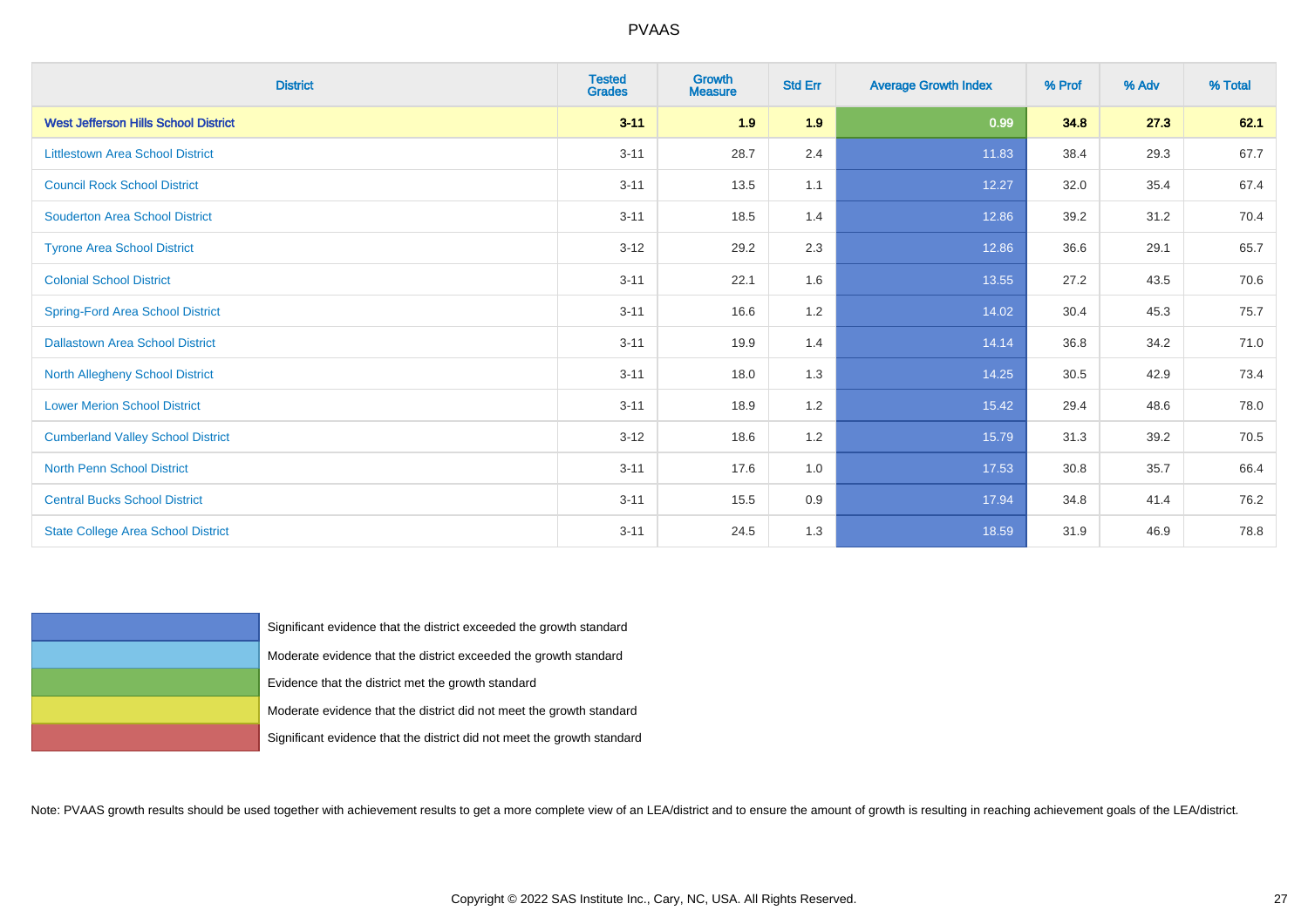# PVAAS

| District | Tested Grades | Growth Measure | Std Err | Average Growth Index | % Prof | % Adv | % Total |
|---|---|---|---|---|---|---|---|
| **West Jefferson Hills School District** | **3-11** | **1.9** | **1.9** | **0.99** | **34.8** | **27.3** | **62.1** |
| Littlestown Area School District | 3-11 | 28.7 | 2.4 | 11.83 | 38.4 | 29.3 | 67.7 |
| Council Rock School District | 3-11 | 13.5 | 1.1 | 12.27 | 32.0 | 35.4 | 67.4 |
| Souderton Area School District | 3-11 | 18.5 | 1.4 | 12.86 | 39.2 | 31.2 | 70.4 |
| Tyrone Area School District | 3-12 | 29.2 | 2.3 | 12.86 | 36.6 | 29.1 | 65.7 |
| Colonial School District | 3-11 | 22.1 | 1.6 | 13.55 | 27.2 | 43.5 | 70.6 |
| Spring-Ford Area School District | 3-11 | 16.6 | 1.2 | 14.02 | 30.4 | 45.3 | 75.7 |
| Dallastown Area School District | 3-11 | 19.9 | 1.4 | 14.14 | 36.8 | 34.2 | 71.0 |
| North Allegheny School District | 3-11 | 18.0 | 1.3 | 14.25 | 30.5 | 42.9 | 73.4 |
| Lower Merion School District | 3-11 | 18.9 | 1.2 | 15.42 | 29.4 | 48.6 | 78.0 |
| Cumberland Valley School District | 3-12 | 18.6 | 1.2 | 15.79 | 31.3 | 39.2 | 70.5 |
| North Penn School District | 3-11 | 17.6 | 1.0 | 17.53 | 30.8 | 35.7 | 66.4 |
| Central Bucks School District | 3-11 | 15.5 | 0.9 | 17.94 | 34.8 | 41.4 | 76.2 |
| State College Area School District | 3-11 | 24.5 | 1.3 | 18.59 | 31.9 | 46.9 | 78.8 |

Significant evidence that the district exceeded the growth standard

Moderate evidence that the district exceeded the growth standard

Evidence that the district met the growth standard

Moderate evidence that the district did not meet the growth standard

Significant evidence that the district did not meet the growth standard

Note: PVAAS growth results should be used together with achievement results to get a more complete view of an LEA/district and to ensure the amount of growth is resulting in reaching achievement goals of the LEA/district.

Copyright © 2022 SAS Institute Inc., Cary, NC, USA. All Rights Reserved.